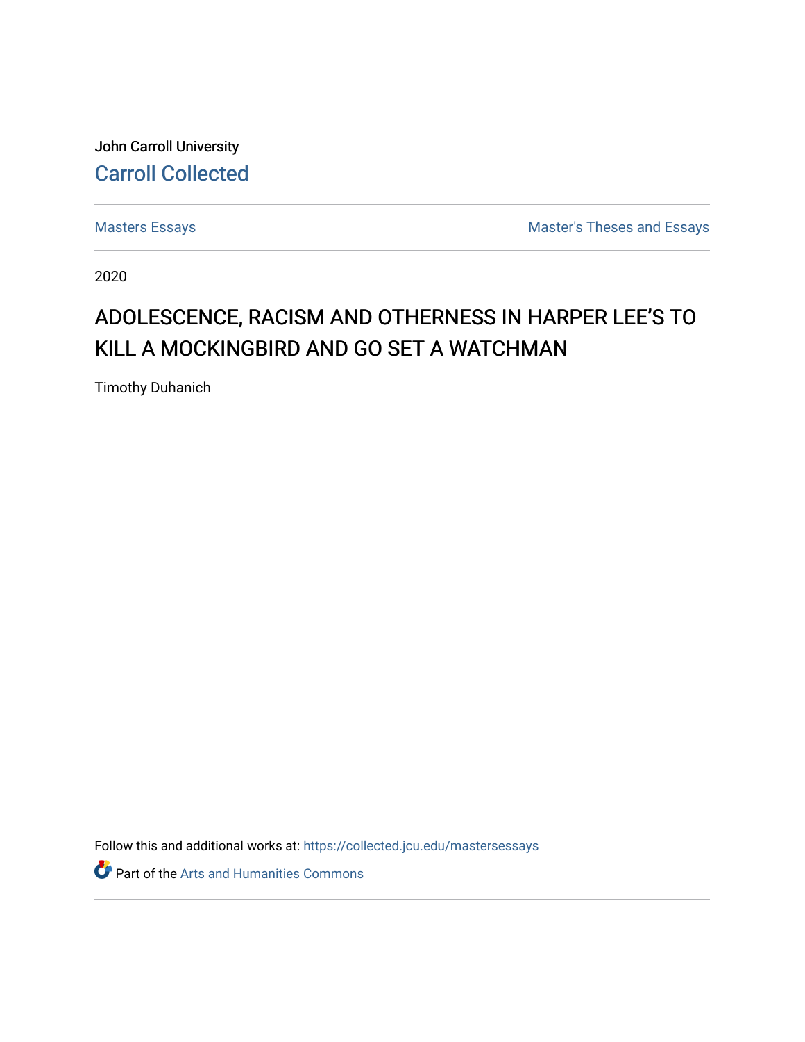John Carroll University

Carroll Collected

Masters Essays

Master's Theses and Essays

2020

# ADOLESCENCE, RACISM AND OTHERNESS IN HARPER LEE'S TO KILL A MOCKINGBIRD AND GO SET A WATCHMAN

Timothy Duhanich

Follow this and additional works at: https://collected.jcu.edu/mastersessays

Part of the Arts and Humanities Commons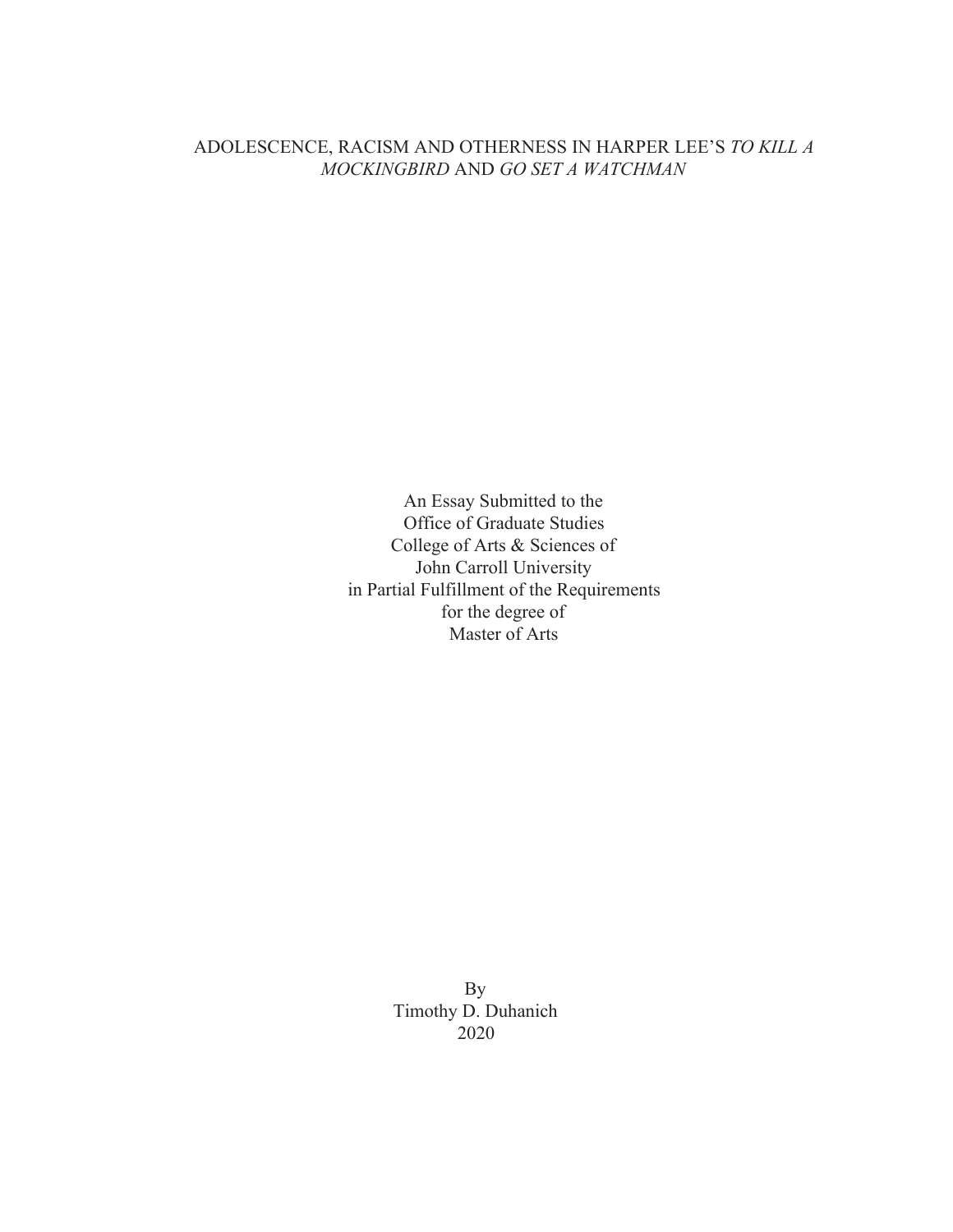# ADOLESCENCE, RACISM AND OTHERNESS IN HARPER LEE'S *TO KILL A MOCKINGBIRD* AND *GO SET A WATCHMAN*

An Essay Submitted to the
Office of Graduate Studies
College of Arts & Sciences of
John Carroll University
in Partial Fulfillment of the Requirements
for the degree of
Master of Arts

By
Timothy D. Duhanich
2020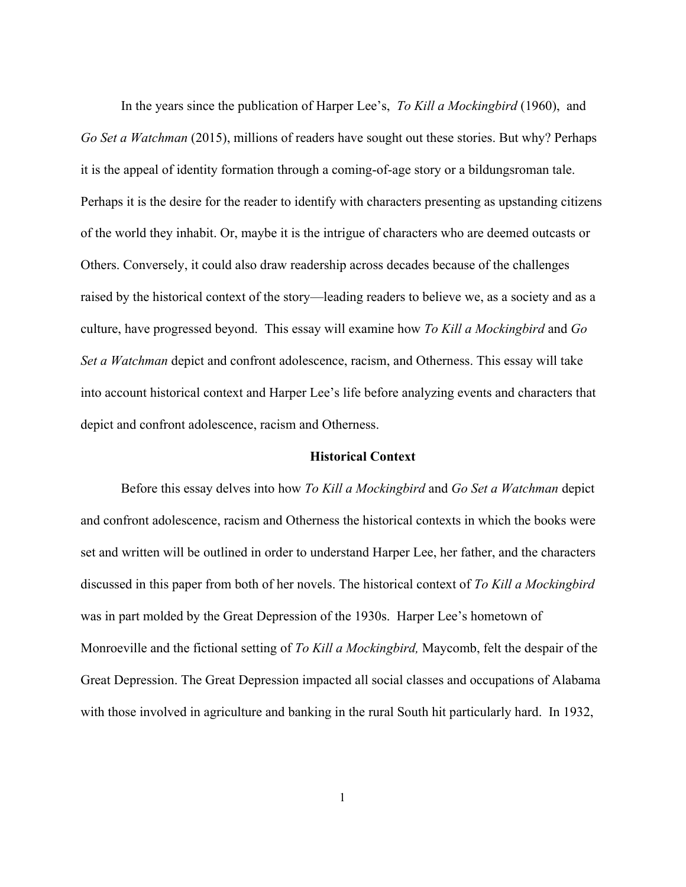In the years since the publication of Harper Lee's, *To Kill a Mockingbird* (1960), and *Go Set a Watchman* (2015), millions of readers have sought out these stories. But why? Perhaps it is the appeal of identity formation through a coming-of-age story or a bildungsroman tale. Perhaps it is the desire for the reader to identify with characters presenting as upstanding citizens of the world they inhabit. Or, maybe it is the intrigue of characters who are deemed outcasts or Others. Conversely, it could also draw readership across decades because of the challenges raised by the historical context of the story—leading readers to believe we, as a society and as a culture, have progressed beyond. This essay will examine how *To Kill a Mockingbird* and *Go Set a Watchman* depict and confront adolescence, racism, and Otherness. This essay will take into account historical context and Harper Lee's life before analyzing events and characters that depict and confront adolescence, racism and Otherness.

## Historical Context

Before this essay delves into how *To Kill a Mockingbird* and *Go Set a Watchman* depict and confront adolescence, racism and Otherness the historical contexts in which the books were set and written will be outlined in order to understand Harper Lee, her father, and the characters discussed in this paper from both of her novels. The historical context of *To Kill a Mockingbird* was in part molded by the Great Depression of the 1930s. Harper Lee's hometown of Monroeville and the fictional setting of *To Kill a Mockingbird,* Maycomb, felt the despair of the Great Depression. The Great Depression impacted all social classes and occupations of Alabama with those involved in agriculture and banking in the rural South hit particularly hard. In 1932,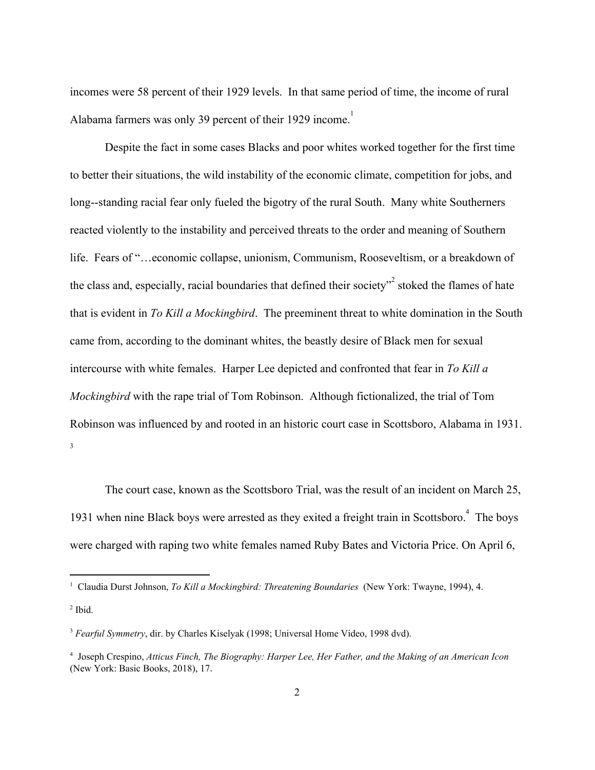incomes were 58 percent of their 1929 levels. In that same period of time, the income of rural Alabama farmers was only 39 percent of their 1929 income.[1]

Despite the fact in some cases Blacks and poor whites worked together for the first time to better their situations, the wild instability of the economic climate, competition for jobs, and long--standing racial fear only fueled the bigotry of the rural South. Many white Southerners reacted violently to the instability and perceived threats to the order and meaning of Southern life. Fears of "…economic collapse, unionism, Communism, Rooseveltism, or a breakdown of the class and, especially, racial boundaries that defined their society"[2] stoked the flames of hate that is evident in *To Kill a Mockingbird*. The preeminent threat to white domination in the South came from, according to the dominant whites, the beastly desire of Black men for sexual intercourse with white females. Harper Lee depicted and confronted that fear in *To Kill a Mockingbird* with the rape trial of Tom Robinson. Although fictionalized, the trial of Tom Robinson was influenced by and rooted in an historic court case in Scottsboro, Alabama in 1931.[3]

The court case, known as the Scottsboro Trial, was the result of an incident on March 25, 1931 when nine Black boys were arrested as they exited a freight train in Scottsboro.[4] The boys were charged with raping two white females named Ruby Bates and Victoria Price. On April 6,

---

[1] Claudia Durst Johnson, *To Kill a Mockingbird: Threatening Boundaries* (New York: Twayne, 1994), 4.

[2] Ibid.

[3] *Fearful Symmetry*, dir. by Charles Kiselyak (1998; Universal Home Video, 1998 dvd).

[4] Joseph Crespino, *Atticus Finch, The Biography: Harper Lee, Her Father, and the Making of an American Icon* (New York: Basic Books, 2018), 17.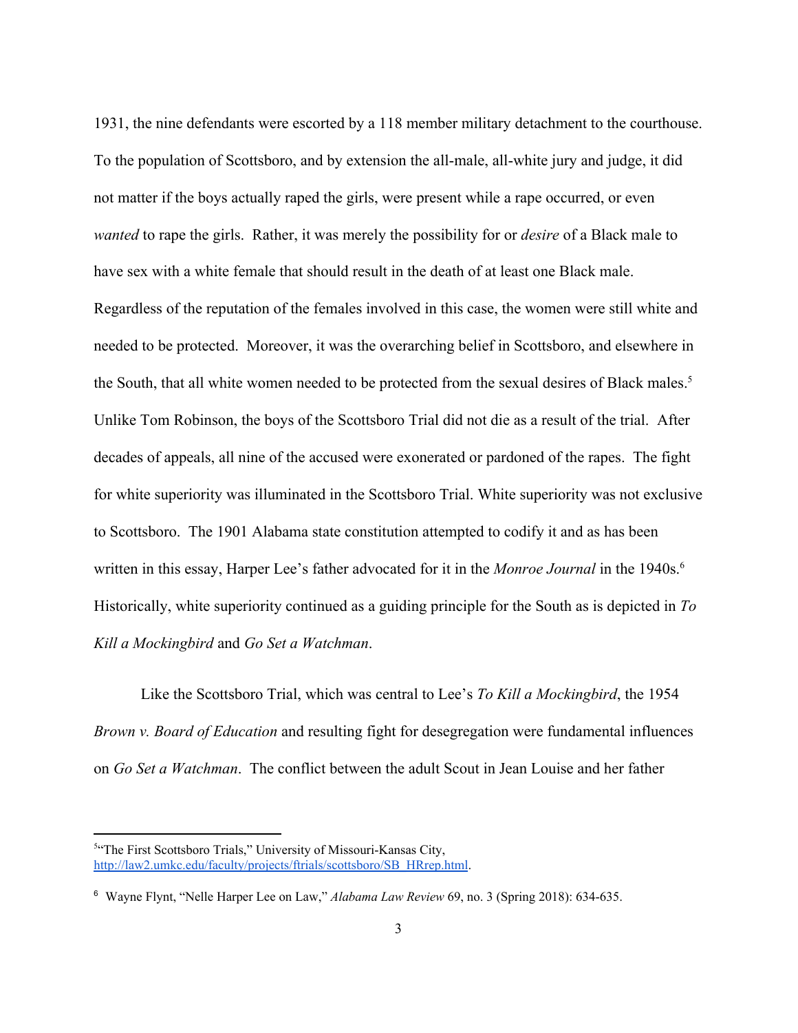1931, the nine defendants were escorted by a 118 member military detachment to the courthouse. To the population of Scottsboro, and by extension the all-male, all-white jury and judge, it did not matter if the boys actually raped the girls, were present while a rape occurred, or even *wanted* to rape the girls. Rather, it was merely the possibility for or *desire* of a Black male to have sex with a white female that should result in the death of at least one Black male. Regardless of the reputation of the females involved in this case, the women were still white and needed to be protected. Moreover, it was the overarching belief in Scottsboro, and elsewhere in the South, that all white women needed to be protected from the sexual desires of Black males.[5] Unlike Tom Robinson, the boys of the Scottsboro Trial did not die as a result of the trial. After decades of appeals, all nine of the accused were exonerated or pardoned of the rapes. The fight for white superiority was illuminated in the Scottsboro Trial. White superiority was not exclusive to Scottsboro. The 1901 Alabama state constitution attempted to codify it and as has been written in this essay, Harper Lee's father advocated for it in the *Monroe Journal* in the 1940s.[6] Historically, white superiority continued as a guiding principle for the South as is depicted in *To Kill a Mockingbird* and *Go Set a Watchman*.

Like the Scottsboro Trial, which was central to Lee's *To Kill a Mockingbird*, the 1954 *Brown v. Board of Education* and resulting fight for desegregation were fundamental influences on *Go Set a Watchman*. The conflict between the adult Scout in Jean Louise and her father

---

[5] "The First Scottsboro Trials," University of Missouri-Kansas City, http://law2.umkc.edu/faculty/projects/ftrials/scottsboro/SB_HRrep.html.

[6] Wayne Flynt, "Nelle Harper Lee on Law," *Alabama Law Review* 69, no. 3 (Spring 2018): 634-635.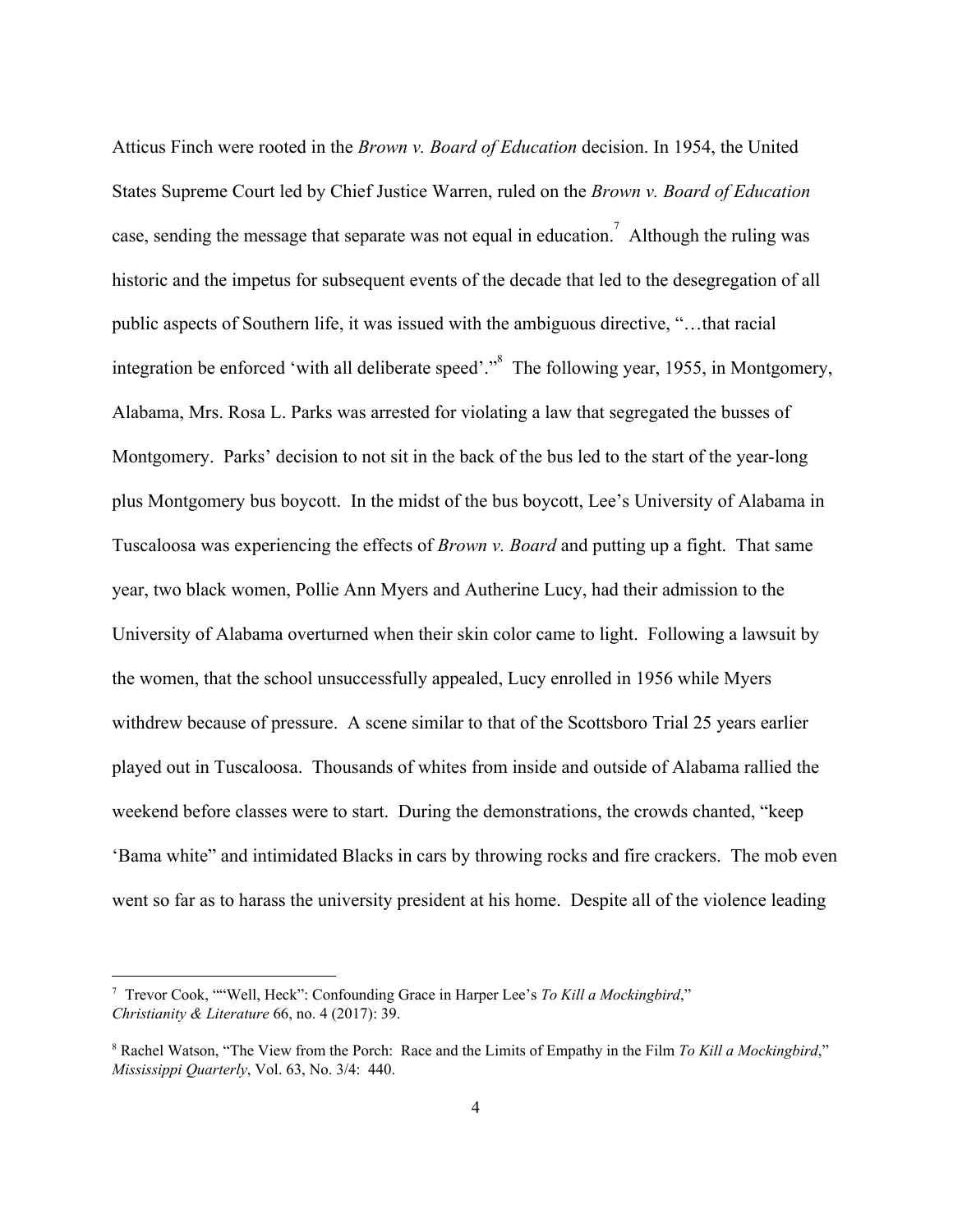Atticus Finch were rooted in the *Brown v. Board of Education* decision. In 1954, the United States Supreme Court led by Chief Justice Warren, ruled on the *Brown v. Board of Education* case, sending the message that separate was not equal in education.[7] Although the ruling was historic and the impetus for subsequent events of the decade that led to the desegregation of all public aspects of Southern life, it was issued with the ambiguous directive, "…that racial integration be enforced 'with all deliberate speed'."[8] The following year, 1955, in Montgomery, Alabama, Mrs. Rosa L. Parks was arrested for violating a law that segregated the busses of Montgomery. Parks' decision to not sit in the back of the bus led to the start of the year-long plus Montgomery bus boycott. In the midst of the bus boycott, Lee's University of Alabama in Tuscaloosa was experiencing the effects of *Brown v. Board* and putting up a fight. That same year, two black women, Pollie Ann Myers and Autherine Lucy, had their admission to the University of Alabama overturned when their skin color came to light. Following a lawsuit by the women, that the school unsuccessfully appealed, Lucy enrolled in 1956 while Myers withdrew because of pressure. A scene similar to that of the Scottsboro Trial 25 years earlier played out in Tuscaloosa. Thousands of whites from inside and outside of Alabama rallied the weekend before classes were to start. During the demonstrations, the crowds chanted, "keep 'Bama white" and intimidated Blacks in cars by throwing rocks and fire crackers. The mob even went so far as to harass the university president at his home. Despite all of the violence leading

---

[7] Trevor Cook, ""Well, Heck": Confounding Grace in Harper Lee's *To Kill a Mockingbird*," *Christianity & Literature* 66, no. 4 (2017): 39.

[8] Rachel Watson, "The View from the Porch: Race and the Limits of Empathy in the Film *To Kill a Mockingbird*," *Mississippi Quarterly*, Vol. 63, No. 3/4: 440.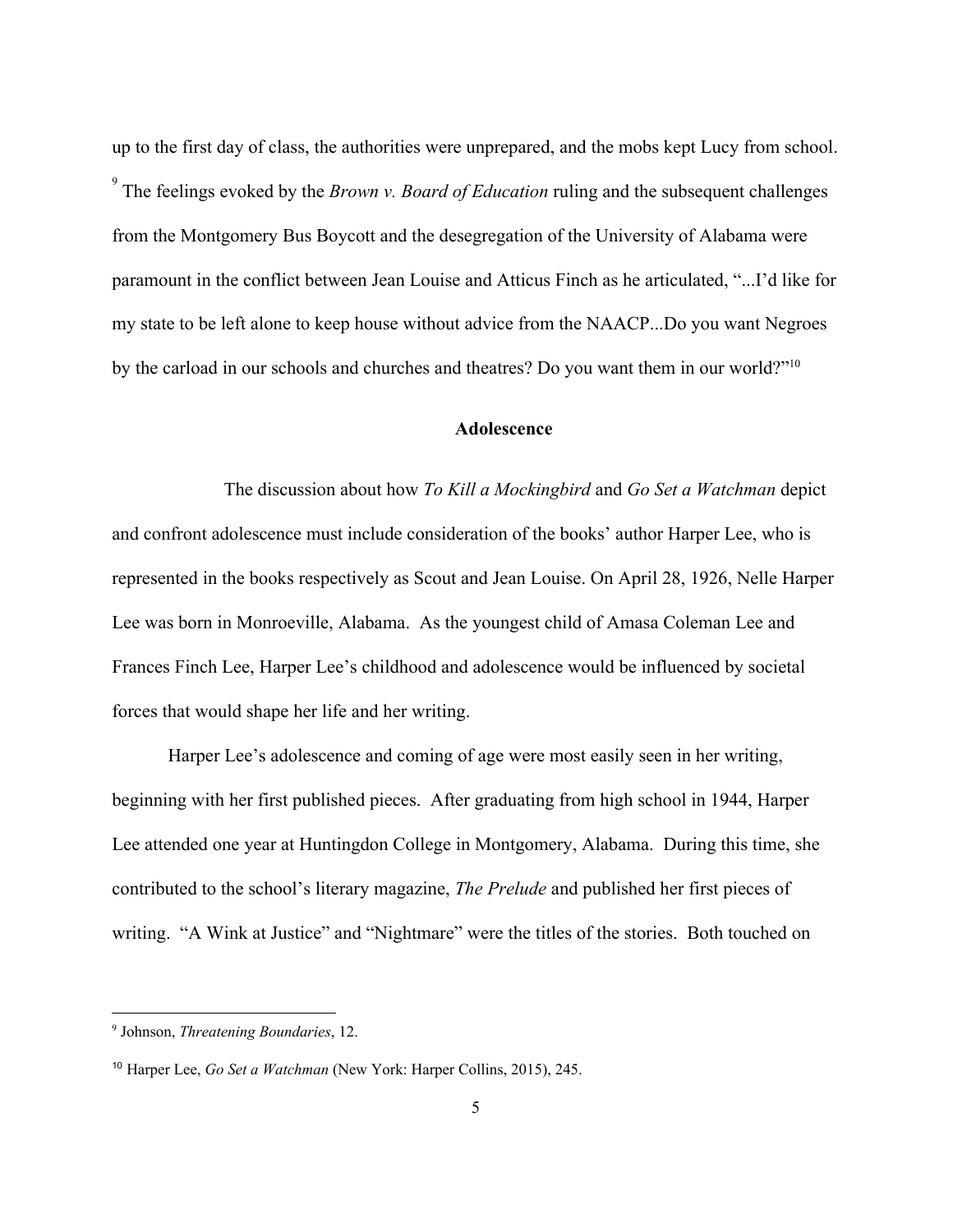up to the first day of class, the authorities were unprepared, and the mobs kept Lucy from school.[9] The feelings evoked by the *Brown v. Board of Education* ruling and the subsequent challenges from the Montgomery Bus Boycott and the desegregation of the University of Alabama were paramount in the conflict between Jean Louise and Atticus Finch as he articulated, "...I'd like for my state to be left alone to keep house without advice from the NAACP...Do you want Negroes by the carload in our schools and churches and theatres? Do you want them in our world?"[10]

## Adolescence

The discussion about how *To Kill a Mockingbird* and *Go Set a Watchman* depict and confront adolescence must include consideration of the books' author Harper Lee, who is represented in the books respectively as Scout and Jean Louise. On April 28, 1926, Nelle Harper Lee was born in Monroeville, Alabama. As the youngest child of Amasa Coleman Lee and Frances Finch Lee, Harper Lee's childhood and adolescence would be influenced by societal forces that would shape her life and her writing.

Harper Lee's adolescence and coming of age were most easily seen in her writing, beginning with her first published pieces. After graduating from high school in 1944, Harper Lee attended one year at Huntingdon College in Montgomery, Alabama. During this time, she contributed to the school's literary magazine, *The Prelude* and published her first pieces of writing. "A Wink at Justice" and "Nightmare" were the titles of the stories. Both touched on

---

[9] Johnson, *Threatening Boundaries*, 12.

[10] Harper Lee, *Go Set a Watchman* (New York: Harper Collins, 2015), 245.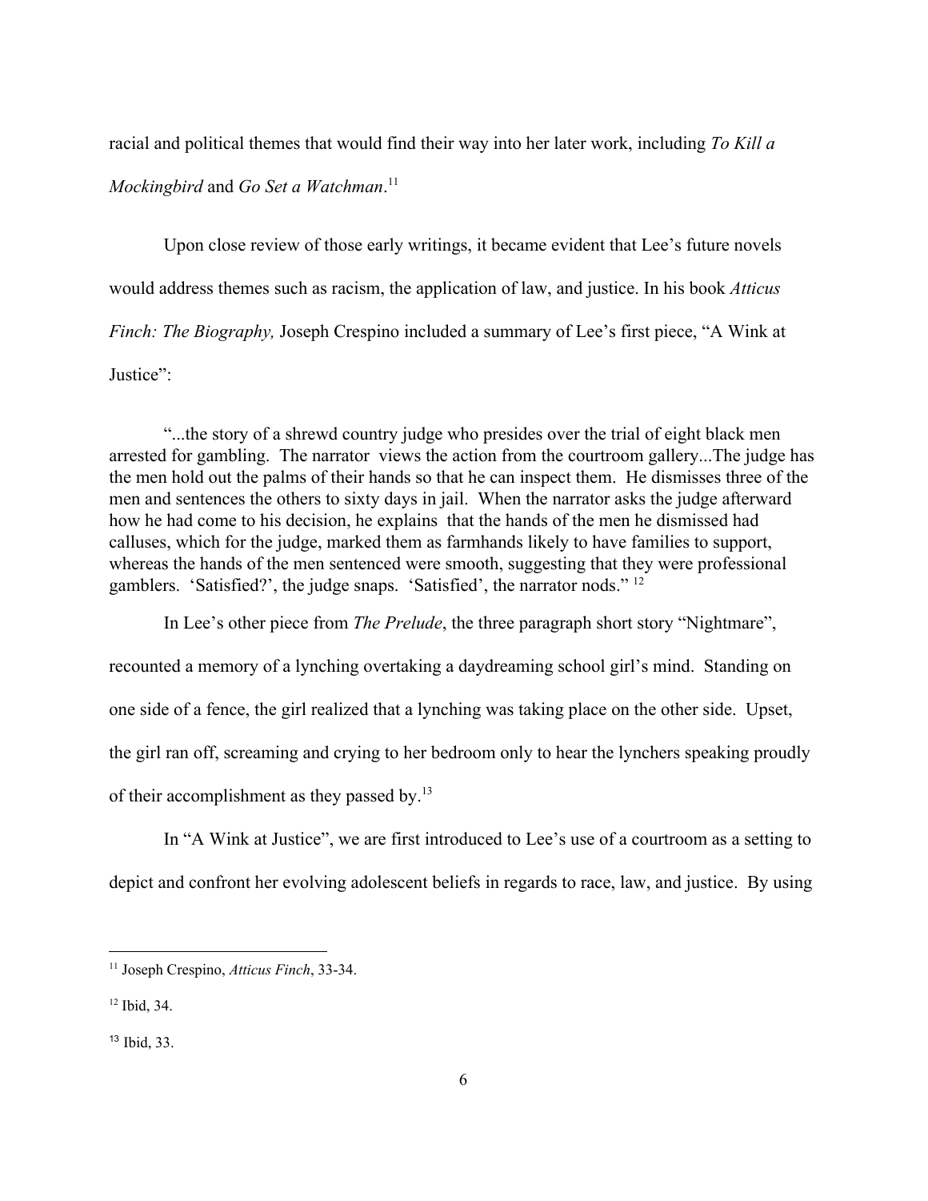racial and political themes that would find their way into her later work, including *To Kill a Mockingbird* and *Go Set a Watchman*.[11]

Upon close review of those early writings, it became evident that Lee's future novels would address themes such as racism, the application of law, and justice. In his book *Atticus Finch: The Biography,* Joseph Crespino included a summary of Lee's first piece, "A Wink at Justice":

> "...the story of a shrewd country judge who presides over the trial of eight black men arrested for gambling. The narrator views the action from the courtroom gallery...The judge has the men hold out the palms of their hands so that he can inspect them. He dismisses three of the men and sentences the others to sixty days in jail. When the narrator asks the judge afterward how he had come to his decision, he explains that the hands of the men he dismissed had calluses, which for the judge, marked them as farmhands likely to have families to support, whereas the hands of the men sentenced were smooth, suggesting that they were professional gamblers. 'Satisfied?', the judge snaps. 'Satisfied', the narrator nods." [12]

In Lee's other piece from *The Prelude*, the three paragraph short story "Nightmare", recounted a memory of a lynching overtaking a daydreaming school girl's mind. Standing on one side of a fence, the girl realized that a lynching was taking place on the other side. Upset, the girl ran off, screaming and crying to her bedroom only to hear the lynchers speaking proudly of their accomplishment as they passed by.[13]

In "A Wink at Justice", we are first introduced to Lee's use of a courtroom as a setting to depict and confront her evolving adolescent beliefs in regards to race, law, and justice. By using

---

[11] Joseph Crespino, *Atticus Finch*, 33-34.

[12] Ibid, 34.

[13] Ibid, 33.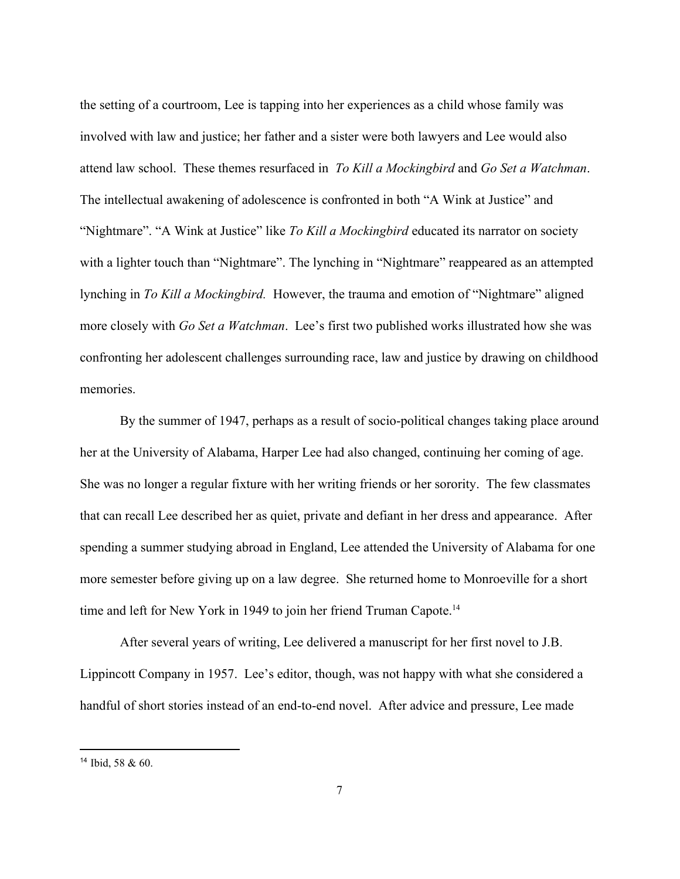the setting of a courtroom, Lee is tapping into her experiences as a child whose family was involved with law and justice; her father and a sister were both lawyers and Lee would also attend law school. These themes resurfaced in *To Kill a Mockingbird* and *Go Set a Watchman*. The intellectual awakening of adolescence is confronted in both "A Wink at Justice" and "Nightmare". "A Wink at Justice" like *To Kill a Mockingbird* educated its narrator on society with a lighter touch than "Nightmare". The lynching in "Nightmare" reappeared as an attempted lynching in *To Kill a Mockingbird.* However, the trauma and emotion of "Nightmare" aligned more closely with *Go Set a Watchman*. Lee's first two published works illustrated how she was confronting her adolescent challenges surrounding race, law and justice by drawing on childhood memories.

By the summer of 1947, perhaps as a result of socio-political changes taking place around her at the University of Alabama, Harper Lee had also changed, continuing her coming of age. She was no longer a regular fixture with her writing friends or her sorority. The few classmates that can recall Lee described her as quiet, private and defiant in her dress and appearance. After spending a summer studying abroad in England, Lee attended the University of Alabama for one more semester before giving up on a law degree. She returned home to Monroeville for a short time and left for New York in 1949 to join her friend Truman Capote.[14]

After several years of writing, Lee delivered a manuscript for her first novel to J.B. Lippincott Company in 1957. Lee's editor, though, was not happy with what she considered a handful of short stories instead of an end-to-end novel. After advice and pressure, Lee made

[14] Ibid, 58 & 60.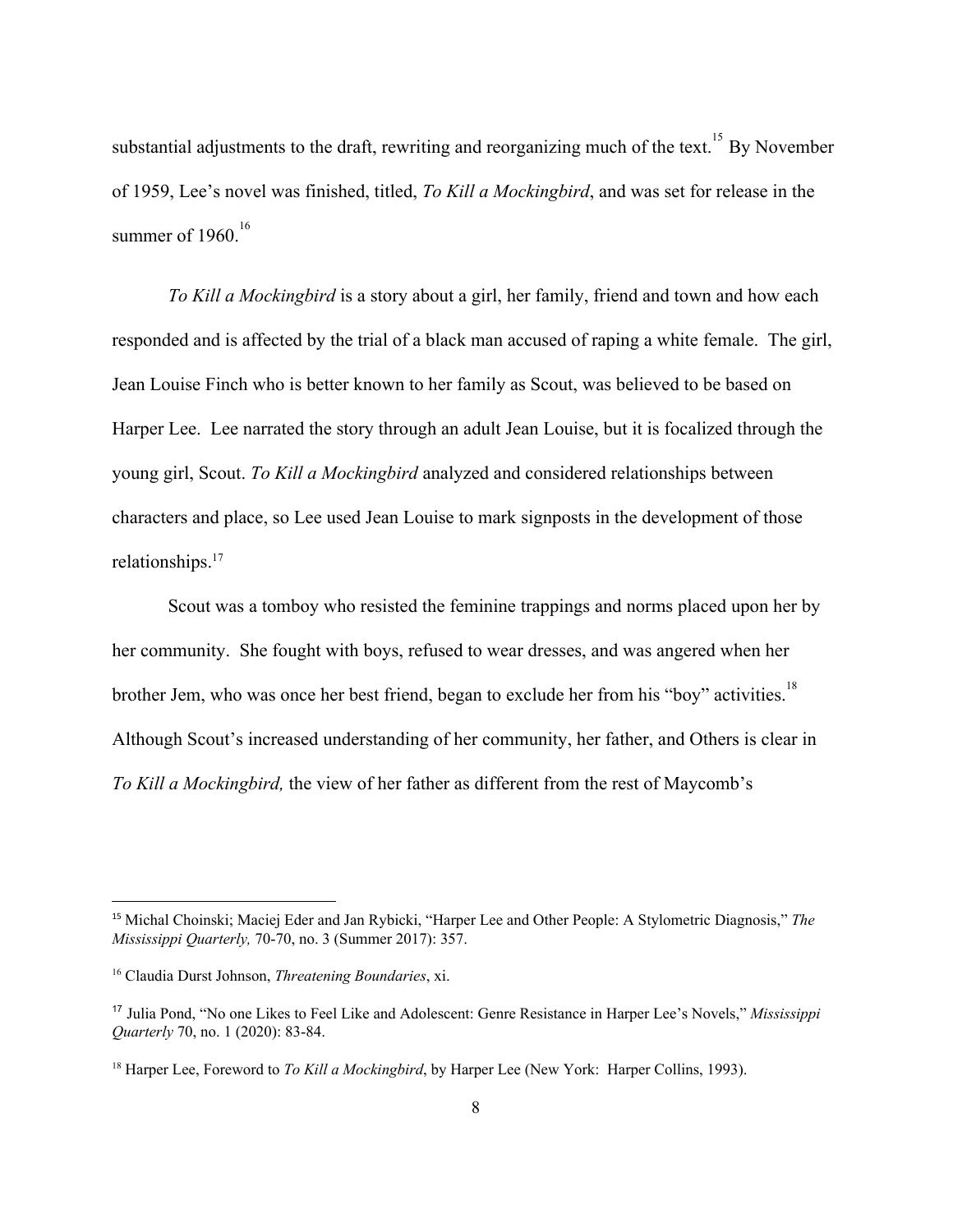substantial adjustments to the draft, rewriting and reorganizing much of the text.[15] By November of 1959, Lee's novel was finished, titled, *To Kill a Mockingbird*, and was set for release in the summer of 1960.[16]

*To Kill a Mockingbird* is a story about a girl, her family, friend and town and how each responded and is affected by the trial of a black man accused of raping a white female. The girl, Jean Louise Finch who is better known to her family as Scout, was believed to be based on Harper Lee. Lee narrated the story through an adult Jean Louise, but it is focalized through the young girl, Scout. *To Kill a Mockingbird* analyzed and considered relationships between characters and place, so Lee used Jean Louise to mark signposts in the development of those relationships.[17]

Scout was a tomboy who resisted the feminine trappings and norms placed upon her by her community. She fought with boys, refused to wear dresses, and was angered when her brother Jem, who was once her best friend, began to exclude her from his "boy" activities.[18] Although Scout's increased understanding of her community, her father, and Others is clear in *To Kill a Mockingbird,* the view of her father as different from the rest of Maycomb's

---

[15] Michal Choinski; Maciej Eder and Jan Rybicki, "Harper Lee and Other People: A Stylometric Diagnosis," *The Mississippi Quarterly,* 70-70, no. 3 (Summer 2017): 357.

[16] Claudia Durst Johnson, *Threatening Boundaries*, xi.

[17] Julia Pond, "No one Likes to Feel Like and Adolescent: Genre Resistance in Harper Lee's Novels," *Mississippi Quarterly* 70, no. 1 (2020): 83-84.

[18] Harper Lee, Foreword to *To Kill a Mockingbird*, by Harper Lee (New York: Harper Collins, 1993).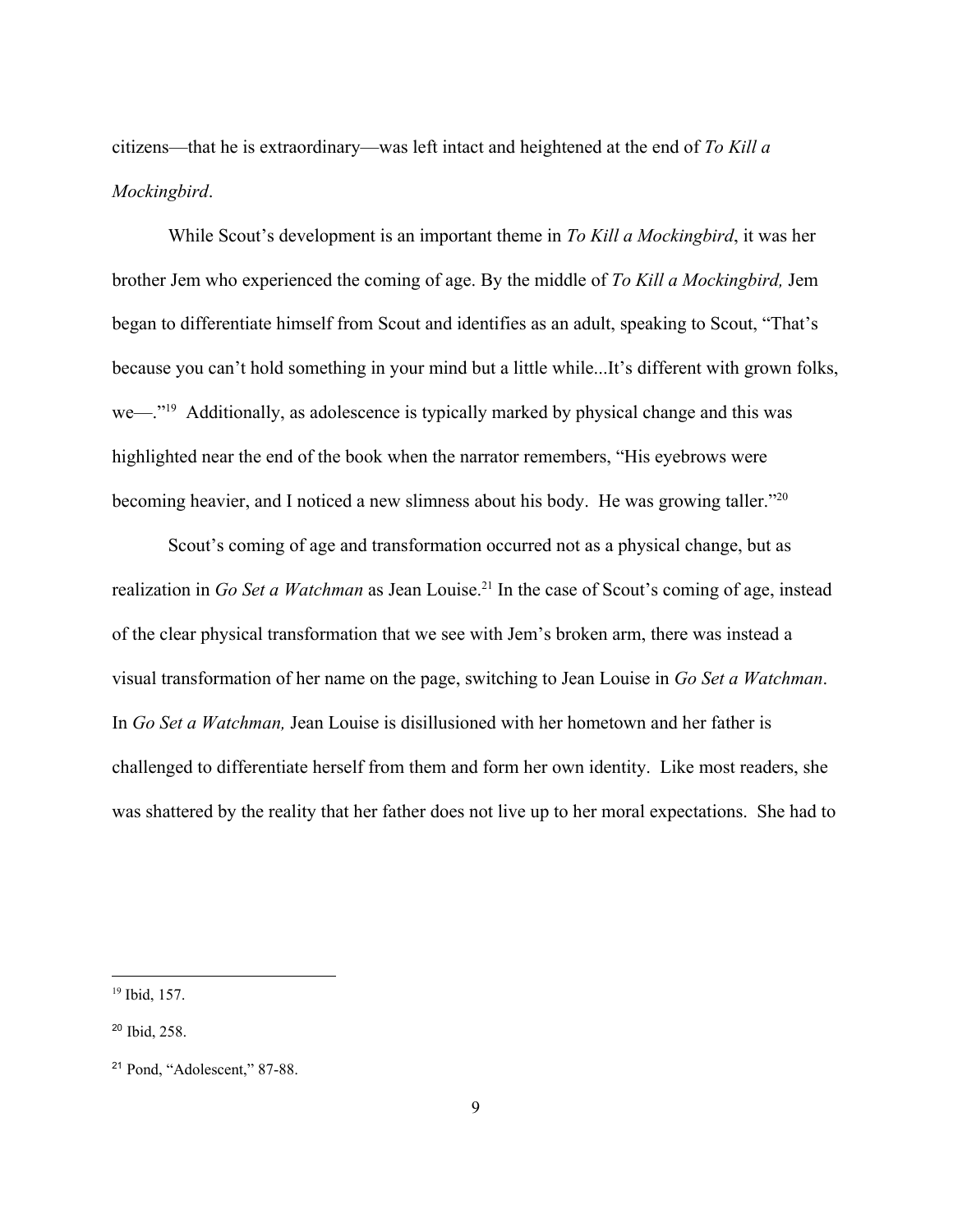citizens—that he is extraordinary—was left intact and heightened at the end of *To Kill a Mockingbird*.

While Scout's development is an important theme in *To Kill a Mockingbird*, it was her brother Jem who experienced the coming of age. By the middle of *To Kill a Mockingbird,* Jem began to differentiate himself from Scout and identifies as an adult, speaking to Scout, "That's because you can't hold something in your mind but a little while...It's different with grown folks, we—."[19] Additionally, as adolescence is typically marked by physical change and this was highlighted near the end of the book when the narrator remembers, "His eyebrows were becoming heavier, and I noticed a new slimness about his body. He was growing taller."[20]

Scout's coming of age and transformation occurred not as a physical change, but as realization in *Go Set a Watchman* as Jean Louise.[21] In the case of Scout's coming of age, instead of the clear physical transformation that we see with Jem's broken arm, there was instead a visual transformation of her name on the page, switching to Jean Louise in *Go Set a Watchman*. In *Go Set a Watchman,* Jean Louise is disillusioned with her hometown and her father is challenged to differentiate herself from them and form her own identity. Like most readers, she was shattered by the reality that her father does not live up to her moral expectations. She had to

---

[19] Ibid, 157.

[20] Ibid, 258.

[21] Pond, "Adolescent," 87-88.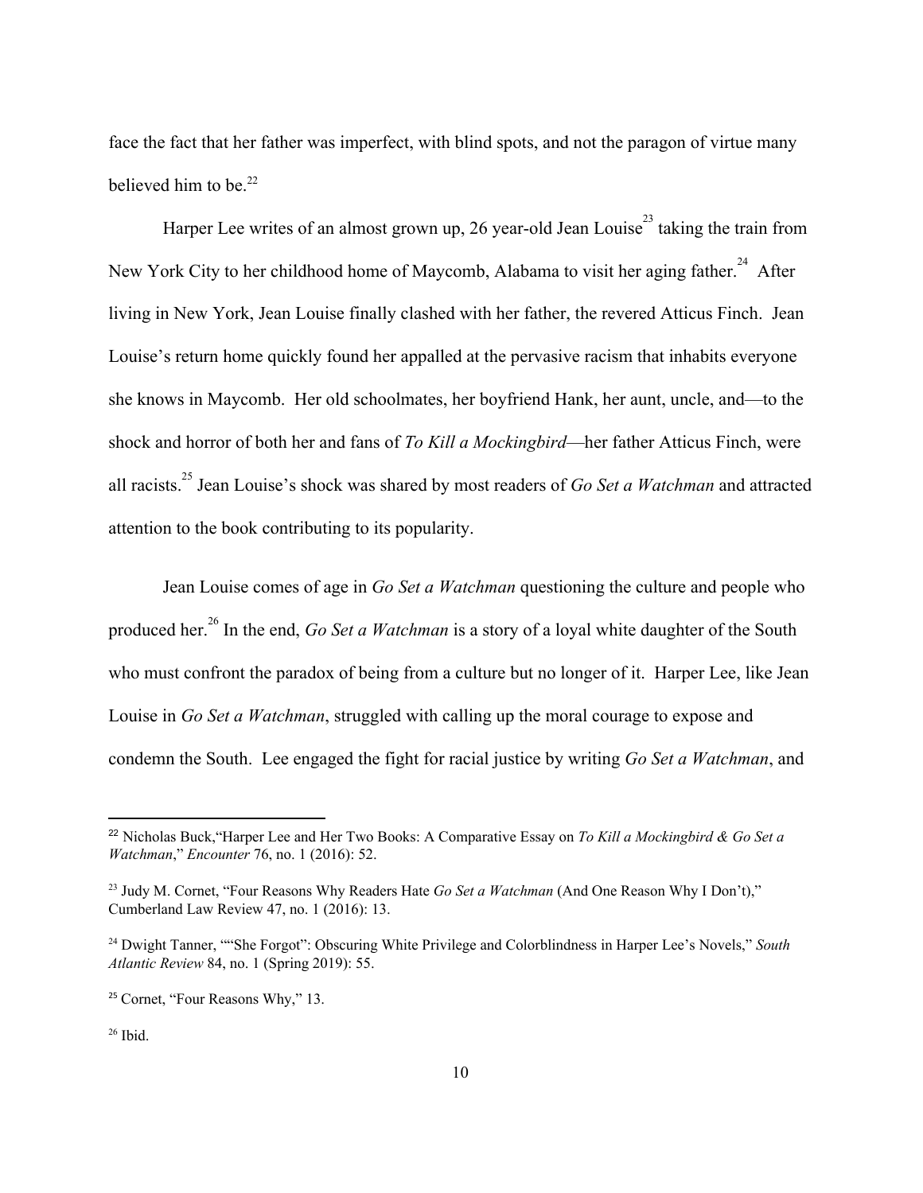face the fact that her father was imperfect, with blind spots, and not the paragon of virtue many believed him to be.[22]

Harper Lee writes of an almost grown up, 26 year-old Jean Louise[23] taking the train from New York City to her childhood home of Maycomb, Alabama to visit her aging father.[24] After living in New York, Jean Louise finally clashed with her father, the revered Atticus Finch. Jean Louise's return home quickly found her appalled at the pervasive racism that inhabits everyone she knows in Maycomb. Her old schoolmates, her boyfriend Hank, her aunt, uncle, and—to the shock and horror of both her and fans of *To Kill a Mockingbird*—her father Atticus Finch, were all racists.[25] Jean Louise's shock was shared by most readers of *Go Set a Watchman* and attracted attention to the book contributing to its popularity.

Jean Louise comes of age in *Go Set a Watchman* questioning the culture and people who produced her.[26] In the end, *Go Set a Watchman* is a story of a loyal white daughter of the South who must confront the paradox of being from a culture but no longer of it. Harper Lee, like Jean Louise in *Go Set a Watchman*, struggled with calling up the moral courage to expose and condemn the South. Lee engaged the fight for racial justice by writing *Go Set a Watchman*, and

---

[22] Nicholas Buck,"Harper Lee and Her Two Books: A Comparative Essay on *To Kill a Mockingbird & Go Set a Watchman*," *Encounter* 76, no. 1 (2016): 52.

[23] Judy M. Cornet, "Four Reasons Why Readers Hate *Go Set a Watchman* (And One Reason Why I Don't)," Cumberland Law Review 47, no. 1 (2016): 13.

[24] Dwight Tanner, ""She Forgot": Obscuring White Privilege and Colorblindness in Harper Lee's Novels," *South Atlantic Review* 84, no. 1 (Spring 2019): 55.

[25] Cornet, "Four Reasons Why," 13.

[26] Ibid.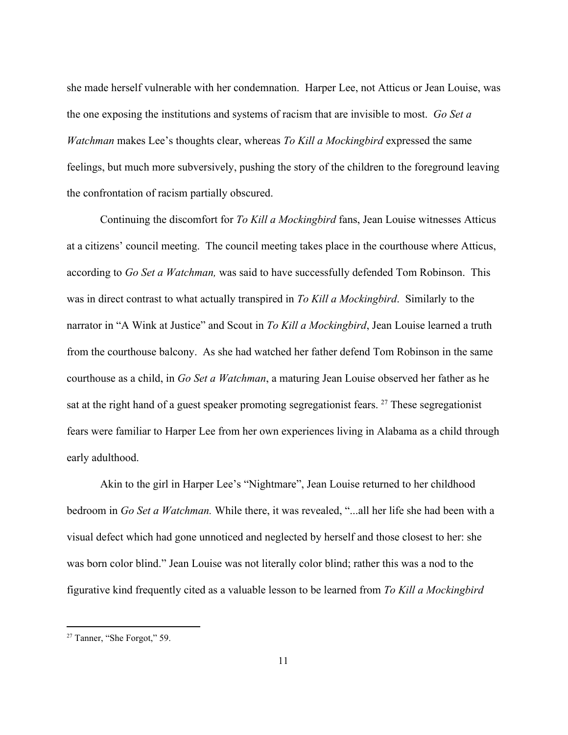she made herself vulnerable with her condemnation. Harper Lee, not Atticus or Jean Louise, was the one exposing the institutions and systems of racism that are invisible to most. *Go Set a Watchman* makes Lee's thoughts clear, whereas *To Kill a Mockingbird* expressed the same feelings, but much more subversively, pushing the story of the children to the foreground leaving the confrontation of racism partially obscured.

Continuing the discomfort for *To Kill a Mockingbird* fans, Jean Louise witnesses Atticus at a citizens' council meeting. The council meeting takes place in the courthouse where Atticus, according to *Go Set a Watchman,* was said to have successfully defended Tom Robinson. This was in direct contrast to what actually transpired in *To Kill a Mockingbird*. Similarly to the narrator in "A Wink at Justice" and Scout in *To Kill a Mockingbird*, Jean Louise learned a truth from the courthouse balcony. As she had watched her father defend Tom Robinson in the same courthouse as a child, in *Go Set a Watchman*, a maturing Jean Louise observed her father as he sat at the right hand of a guest speaker promoting segregationist fears. [27] These segregationist fears were familiar to Harper Lee from her own experiences living in Alabama as a child through early adulthood.

Akin to the girl in Harper Lee's "Nightmare", Jean Louise returned to her childhood bedroom in *Go Set a Watchman.* While there, it was revealed, "...all her life she had been with a visual defect which had gone unnoticed and neglected by herself and those closest to her: she was born color blind." Jean Louise was not literally color blind; rather this was a nod to the figurative kind frequently cited as a valuable lesson to be learned from *To Kill a Mockingbird*

---

[27] Tanner, "She Forgot," 59.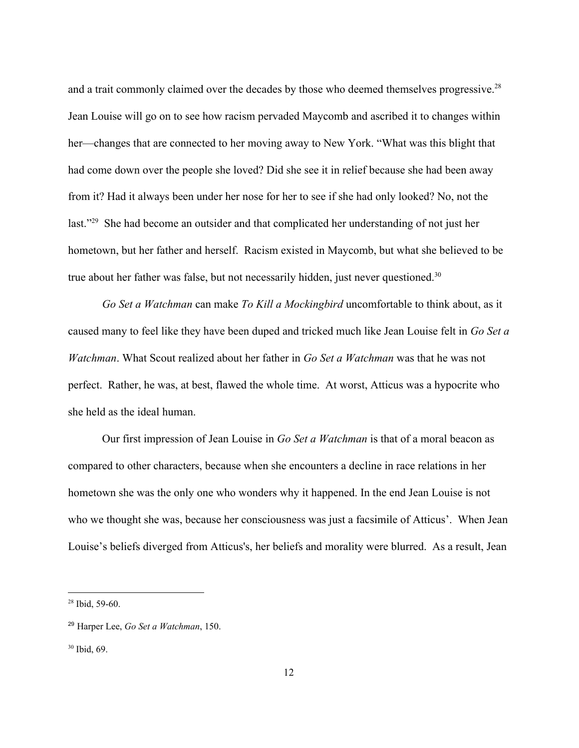and a trait commonly claimed over the decades by those who deemed themselves progressive.[28] Jean Louise will go on to see how racism pervaded Maycomb and ascribed it to changes within her—changes that are connected to her moving away to New York. "What was this blight that had come down over the people she loved? Did she see it in relief because she had been away from it? Had it always been under her nose for her to see if she had only looked? No, not the last."[29] She had become an outsider and that complicated her understanding of not just her hometown, but her father and herself. Racism existed in Maycomb, but what she believed to be true about her father was false, but not necessarily hidden, just never questioned.[30]

*Go Set a Watchman* can make *To Kill a Mockingbird* uncomfortable to think about, as it caused many to feel like they have been duped and tricked much like Jean Louise felt in *Go Set a Watchman*. What Scout realized about her father in *Go Set a Watchman* was that he was not perfect. Rather, he was, at best, flawed the whole time. At worst, Atticus was a hypocrite who she held as the ideal human.

Our first impression of Jean Louise in *Go Set a Watchman* is that of a moral beacon as compared to other characters, because when she encounters a decline in race relations in her hometown she was the only one who wonders why it happened. In the end Jean Louise is not who we thought she was, because her consciousness was just a facsimile of Atticus'. When Jean Louise's beliefs diverged from Atticus's, her beliefs and morality were blurred. As a result, Jean

---

[28] Ibid, 59-60.

[29] Harper Lee, *Go Set a Watchman*, 150.

[30] Ibid, 69.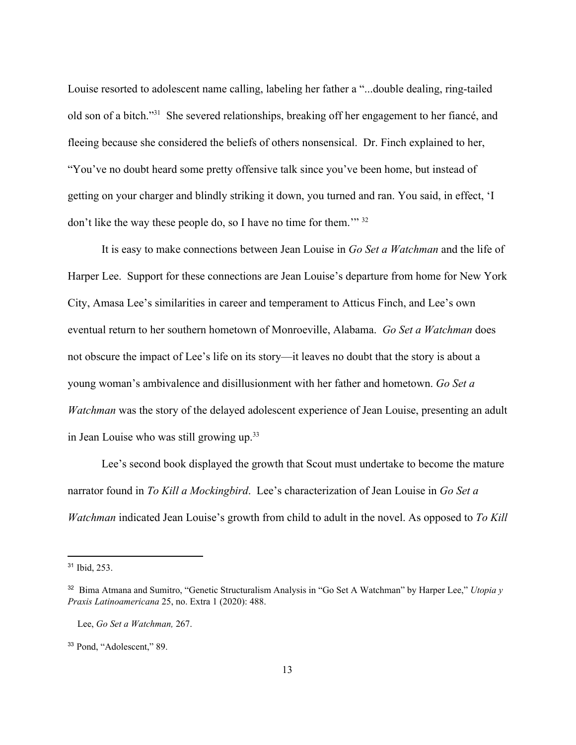Louise resorted to adolescent name calling, labeling her father a "...double dealing, ring-tailed old son of a bitch."[31] She severed relationships, breaking off her engagement to her fiancé, and fleeing because she considered the beliefs of others nonsensical. Dr. Finch explained to her, "You've no doubt heard some pretty offensive talk since you've been home, but instead of getting on your charger and blindly striking it down, you turned and ran. You said, in effect, 'I don't like the way these people do, so I have no time for them.'" [32]

It is easy to make connections between Jean Louise in *Go Set a Watchman* and the life of Harper Lee. Support for these connections are Jean Louise's departure from home for New York City, Amasa Lee's similarities in career and temperament to Atticus Finch, and Lee's own eventual return to her southern hometown of Monroeville, Alabama. *Go Set a Watchman* does not obscure the impact of Lee's life on its story—it leaves no doubt that the story is about a young woman's ambivalence and disillusionment with her father and hometown. *Go Set a Watchman* was the story of the delayed adolescent experience of Jean Louise, presenting an adult in Jean Louise who was still growing up.[33]

Lee's second book displayed the growth that Scout must undertake to become the mature narrator found in *To Kill a Mockingbird*. Lee's characterization of Jean Louise in *Go Set a Watchman* indicated Jean Louise's growth from child to adult in the novel. As opposed to *To Kill*

---

[31] Ibid, 253.

[32] Bima Atmana and Sumitro, "Genetic Structuralism Analysis in "Go Set A Watchman" by Harper Lee," *Utopia y Praxis Latinoamericana* 25, no. Extra 1 (2020): 488.

Lee, *Go Set a Watchman,* 267.

[33] Pond, "Adolescent," 89.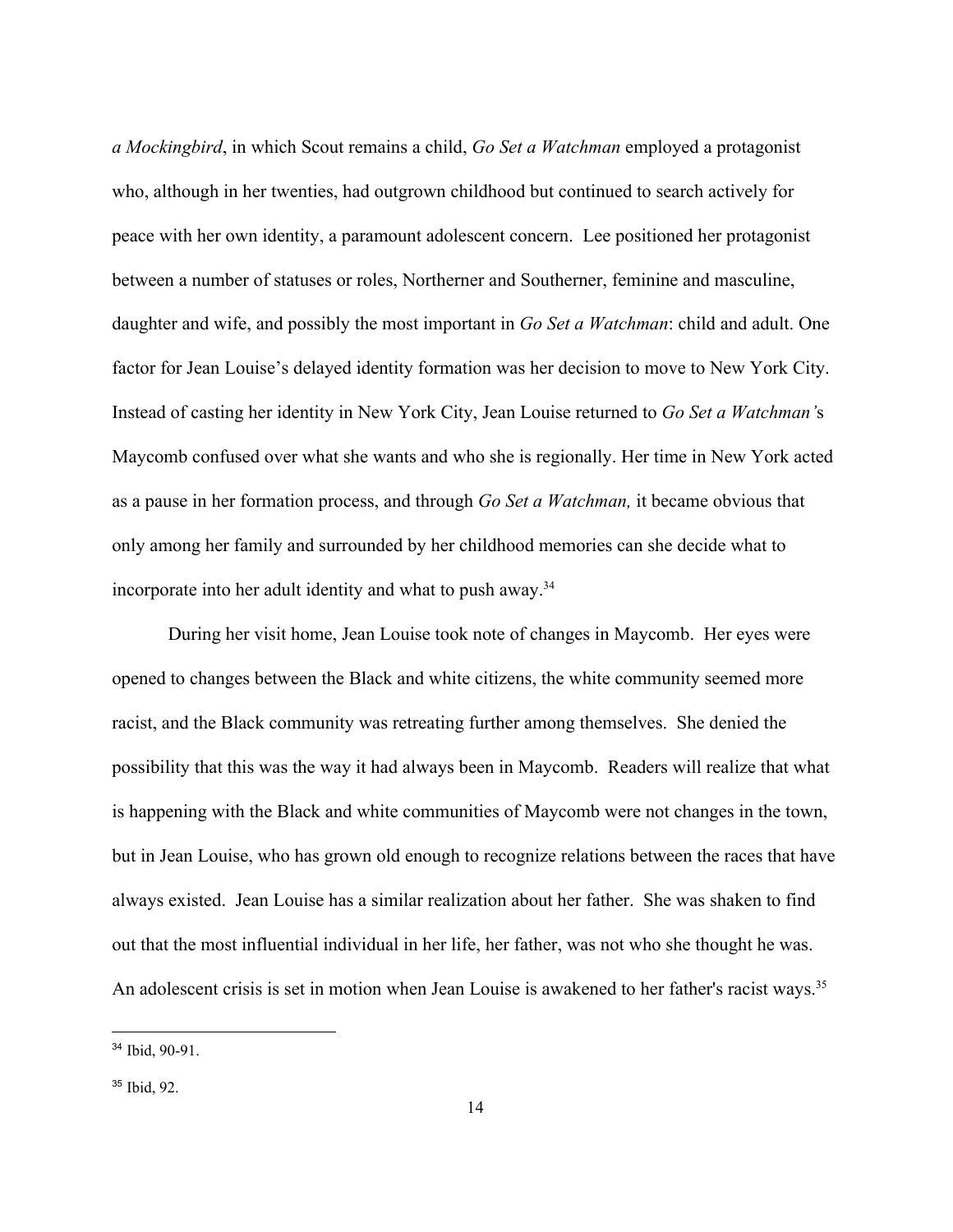*a Mockingbird*, in which Scout remains a child, *Go Set a Watchman* employed a protagonist who, although in her twenties, had outgrown childhood but continued to search actively for peace with her own identity, a paramount adolescent concern. Lee positioned her protagonist between a number of statuses or roles, Northerner and Southerner, feminine and masculine, daughter and wife, and possibly the most important in *Go Set a Watchman*: child and adult. One factor for Jean Louise's delayed identity formation was her decision to move to New York City. Instead of casting her identity in New York City, Jean Louise returned to *Go Set a Watchman'*s Maycomb confused over what she wants and who she is regionally. Her time in New York acted as a pause in her formation process, and through *Go Set a Watchman,* it became obvious that only among her family and surrounded by her childhood memories can she decide what to incorporate into her adult identity and what to push away.[34]

During her visit home, Jean Louise took note of changes in Maycomb. Her eyes were opened to changes between the Black and white citizens, the white community seemed more racist, and the Black community was retreating further among themselves. She denied the possibility that this was the way it had always been in Maycomb. Readers will realize that what is happening with the Black and white communities of Maycomb were not changes in the town, but in Jean Louise, who has grown old enough to recognize relations between the races that have always existed. Jean Louise has a similar realization about her father. She was shaken to find out that the most influential individual in her life, her father, was not who she thought he was. An adolescent crisis is set in motion when Jean Louise is awakened to her father's racist ways.[35]

---

[34] Ibid, 90-91.

[35] Ibid, 92.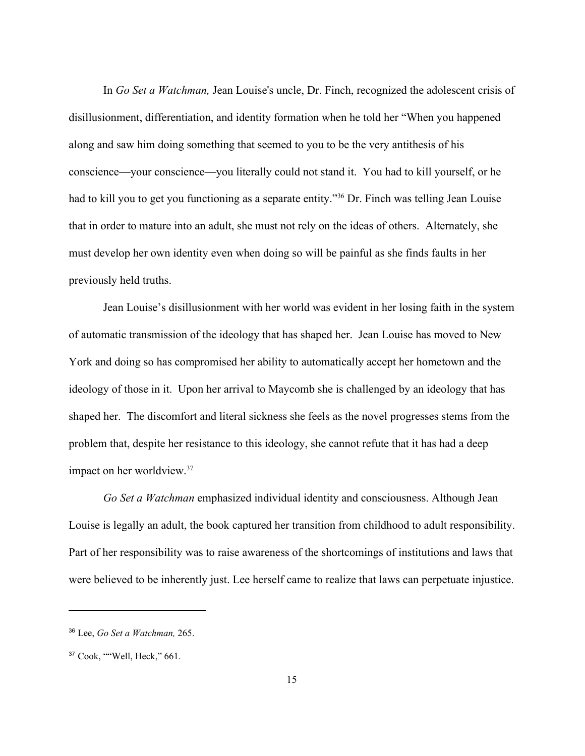In *Go Set a Watchman,* Jean Louise's uncle, Dr. Finch, recognized the adolescent crisis of disillusionment, differentiation, and identity formation when he told her "When you happened along and saw him doing something that seemed to you to be the very antithesis of his conscience—your conscience—you literally could not stand it. You had to kill yourself, or he had to kill you to get you functioning as a separate entity."[36] Dr. Finch was telling Jean Louise that in order to mature into an adult, she must not rely on the ideas of others. Alternately, she must develop her own identity even when doing so will be painful as she finds faults in her previously held truths.

Jean Louise's disillusionment with her world was evident in her losing faith in the system of automatic transmission of the ideology that has shaped her. Jean Louise has moved to New York and doing so has compromised her ability to automatically accept her hometown and the ideology of those in it. Upon her arrival to Maycomb she is challenged by an ideology that has shaped her. The discomfort and literal sickness she feels as the novel progresses stems from the problem that, despite her resistance to this ideology, she cannot refute that it has had a deep impact on her worldview.[37]

*Go Set a Watchman* emphasized individual identity and consciousness. Although Jean Louise is legally an adult, the book captured her transition from childhood to adult responsibility. Part of her responsibility was to raise awareness of the shortcomings of institutions and laws that were believed to be inherently just. Lee herself came to realize that laws can perpetuate injustice.

---

[36] Lee, *Go Set a Watchman,* 265.

[37] Cook, ""Well, Heck," 661.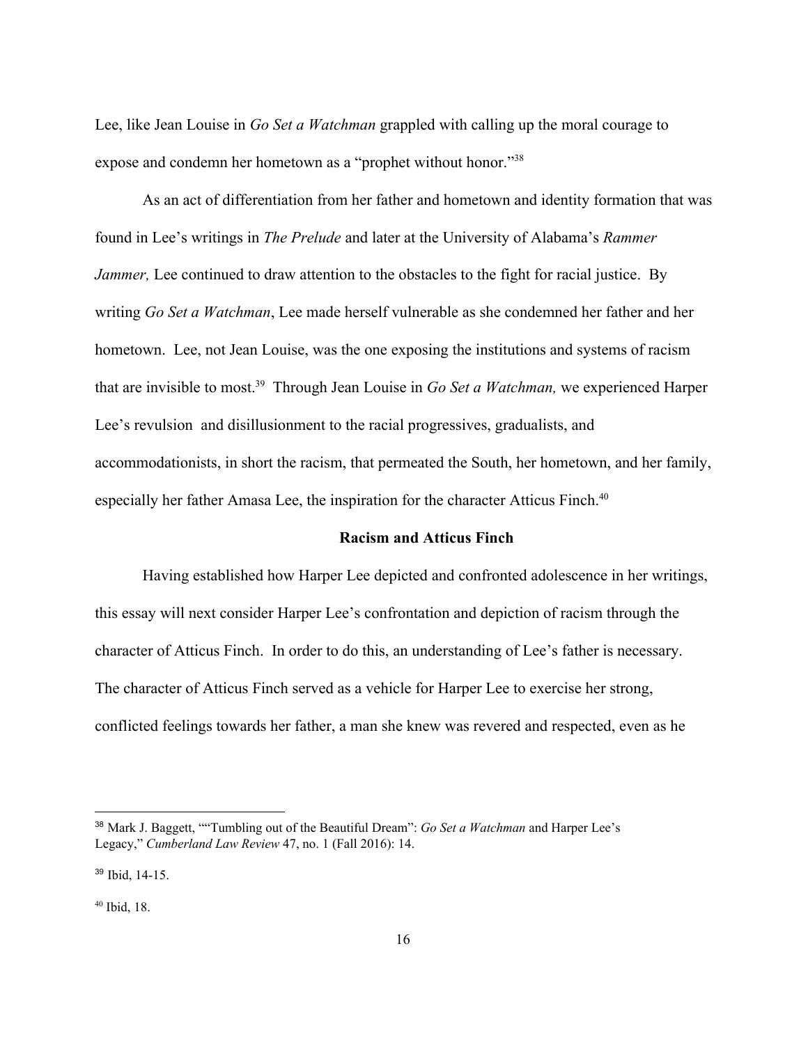Lee, like Jean Louise in *Go Set a Watchman* grappled with calling up the moral courage to expose and condemn her hometown as a "prophet without honor."[38]

As an act of differentiation from her father and hometown and identity formation that was found in Lee's writings in *The Prelude* and later at the University of Alabama's *Rammer Jammer,* Lee continued to draw attention to the obstacles to the fight for racial justice. By writing *Go Set a Watchman*, Lee made herself vulnerable as she condemned her father and her hometown. Lee, not Jean Louise, was the one exposing the institutions and systems of racism that are invisible to most.[39] Through Jean Louise in *Go Set a Watchman,* we experienced Harper Lee's revulsion and disillusionment to the racial progressives, gradualists, and accommodationists, in short the racism, that permeated the South, her hometown, and her family, especially her father Amasa Lee, the inspiration for the character Atticus Finch.[40]

### Racism and Atticus Finch

Having established how Harper Lee depicted and confronted adolescence in her writings, this essay will next consider Harper Lee's confrontation and depiction of racism through the character of Atticus Finch. In order to do this, an understanding of Lee's father is necessary. The character of Atticus Finch served as a vehicle for Harper Lee to exercise her strong, conflicted feelings towards her father, a man she knew was revered and respected, even as he

---

[38] Mark J. Baggett, ""Tumbling out of the Beautiful Dream": *Go Set a Watchman* and Harper Lee's Legacy," *Cumberland Law Review* 47, no. 1 (Fall 2016): 14.

[39] Ibid, 14-15.

[40] Ibid, 18.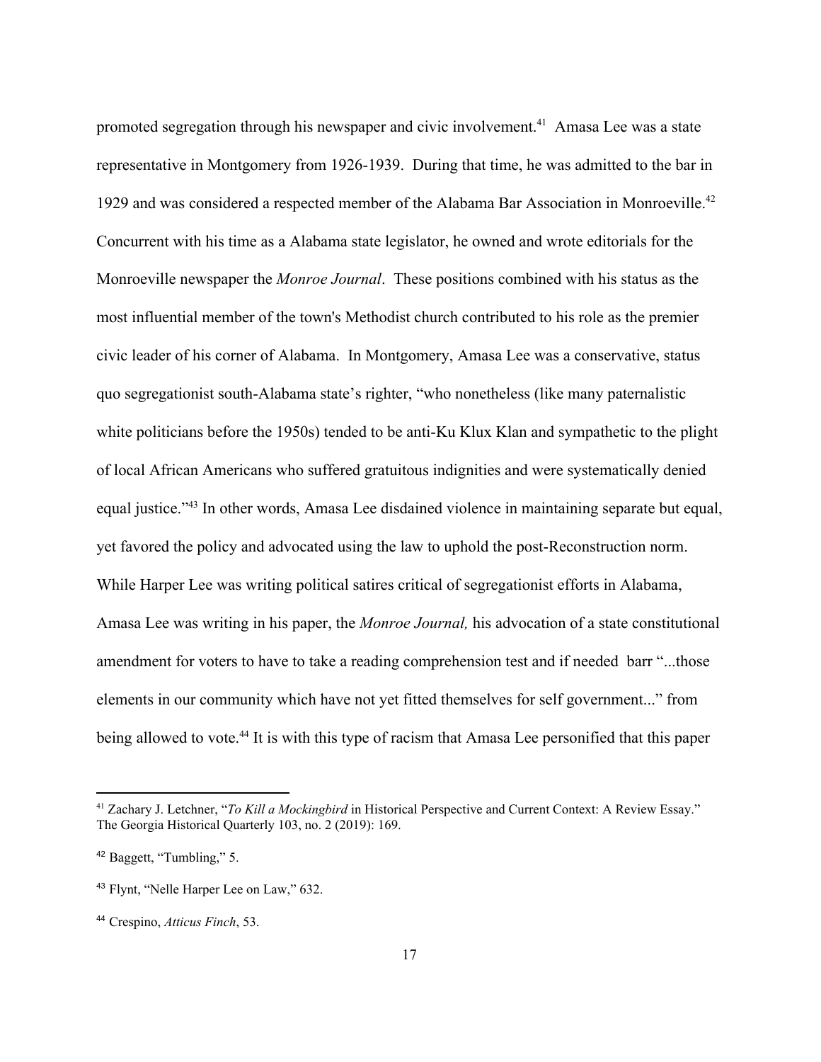promoted segregation through his newspaper and civic involvement.[41] Amasa Lee was a state representative in Montgomery from 1926-1939. During that time, he was admitted to the bar in 1929 and was considered a respected member of the Alabama Bar Association in Monroeville.[42] Concurrent with his time as a Alabama state legislator, he owned and wrote editorials for the Monroeville newspaper the *Monroe Journal*. These positions combined with his status as the most influential member of the town's Methodist church contributed to his role as the premier civic leader of his corner of Alabama. In Montgomery, Amasa Lee was a conservative, status quo segregationist south-Alabama state's righter, "who nonetheless (like many paternalistic white politicians before the 1950s) tended to be anti-Ku Klux Klan and sympathetic to the plight of local African Americans who suffered gratuitous indignities and were systematically denied equal justice."[43] In other words, Amasa Lee disdained violence in maintaining separate but equal, yet favored the policy and advocated using the law to uphold the post-Reconstruction norm. While Harper Lee was writing political satires critical of segregationist efforts in Alabama, Amasa Lee was writing in his paper, the *Monroe Journal,* his advocation of a state constitutional amendment for voters to have to take a reading comprehension test and if needed barr "...those elements in our community which have not yet fitted themselves for self government..." from being allowed to vote.[44] It is with this type of racism that Amasa Lee personified that this paper

---

[41] Zachary J. Letchner, "*To Kill a Mockingbird* in Historical Perspective and Current Context: A Review Essay." The Georgia Historical Quarterly 103, no. 2 (2019): 169.

[42] Baggett, "Tumbling," 5.

[43] Flynt, "Nelle Harper Lee on Law," 632.

[44] Crespino, *Atticus Finch*, 53.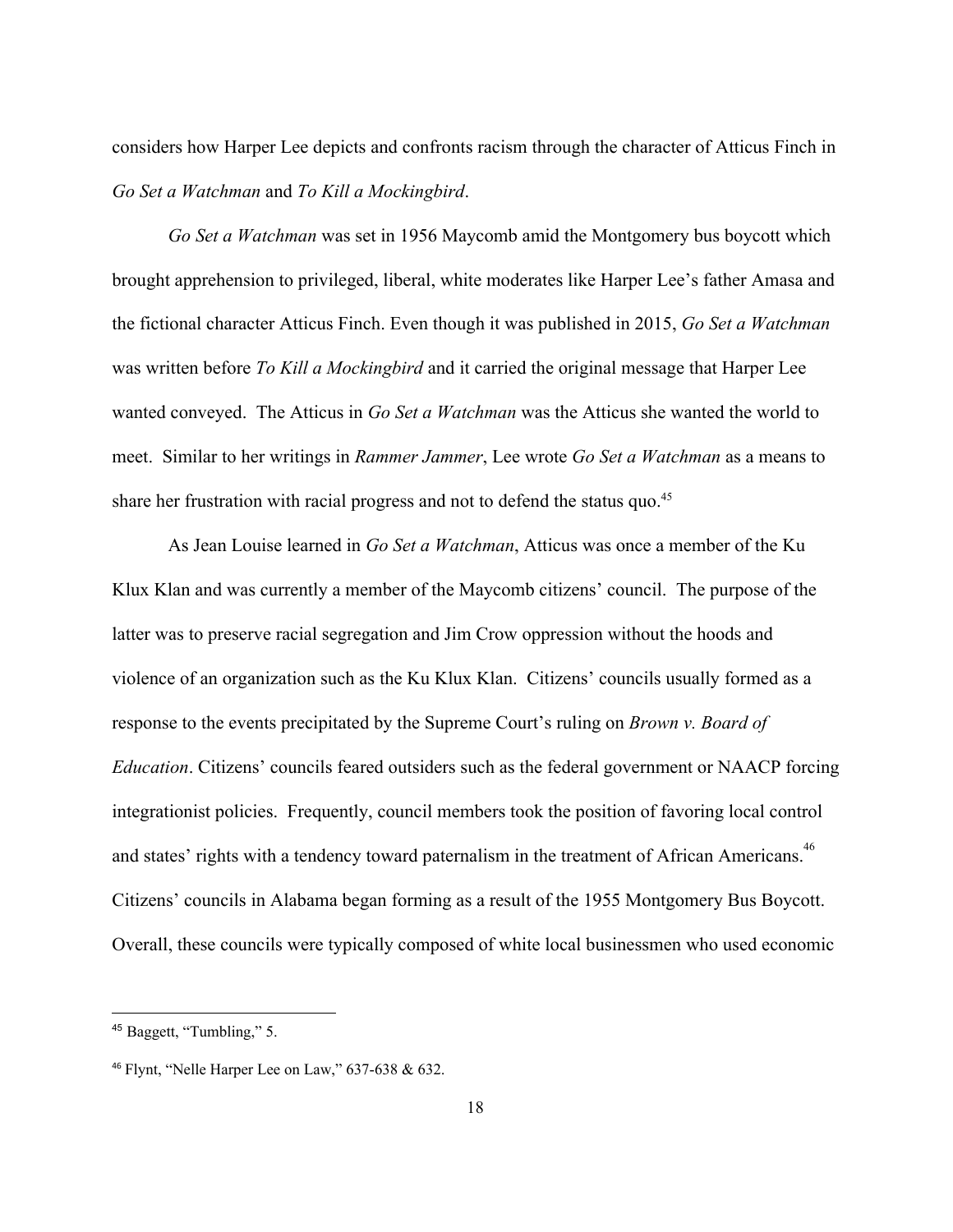considers how Harper Lee depicts and confronts racism through the character of Atticus Finch in *Go Set a Watchman* and *To Kill a Mockingbird*.

*Go Set a Watchman* was set in 1956 Maycomb amid the Montgomery bus boycott which brought apprehension to privileged, liberal, white moderates like Harper Lee's father Amasa and the fictional character Atticus Finch. Even though it was published in 2015, *Go Set a Watchman* was written before *To Kill a Mockingbird* and it carried the original message that Harper Lee wanted conveyed. The Atticus in *Go Set a Watchman* was the Atticus she wanted the world to meet. Similar to her writings in *Rammer Jammer*, Lee wrote *Go Set a Watchman* as a means to share her frustration with racial progress and not to defend the status quo.[45]

As Jean Louise learned in *Go Set a Watchman*, Atticus was once a member of the Ku Klux Klan and was currently a member of the Maycomb citizens' council. The purpose of the latter was to preserve racial segregation and Jim Crow oppression without the hoods and violence of an organization such as the Ku Klux Klan. Citizens' councils usually formed as a response to the events precipitated by the Supreme Court's ruling on *Brown v. Board of Education*. Citizens' councils feared outsiders such as the federal government or NAACP forcing integrationist policies. Frequently, council members took the position of favoring local control and states' rights with a tendency toward paternalism in the treatment of African Americans.[46] Citizens' councils in Alabama began forming as a result of the 1955 Montgomery Bus Boycott. Overall, these councils were typically composed of white local businessmen who used economic

---

[45] Baggett, "Tumbling," 5.

[46] Flynt, "Nelle Harper Lee on Law," 637-638 & 632.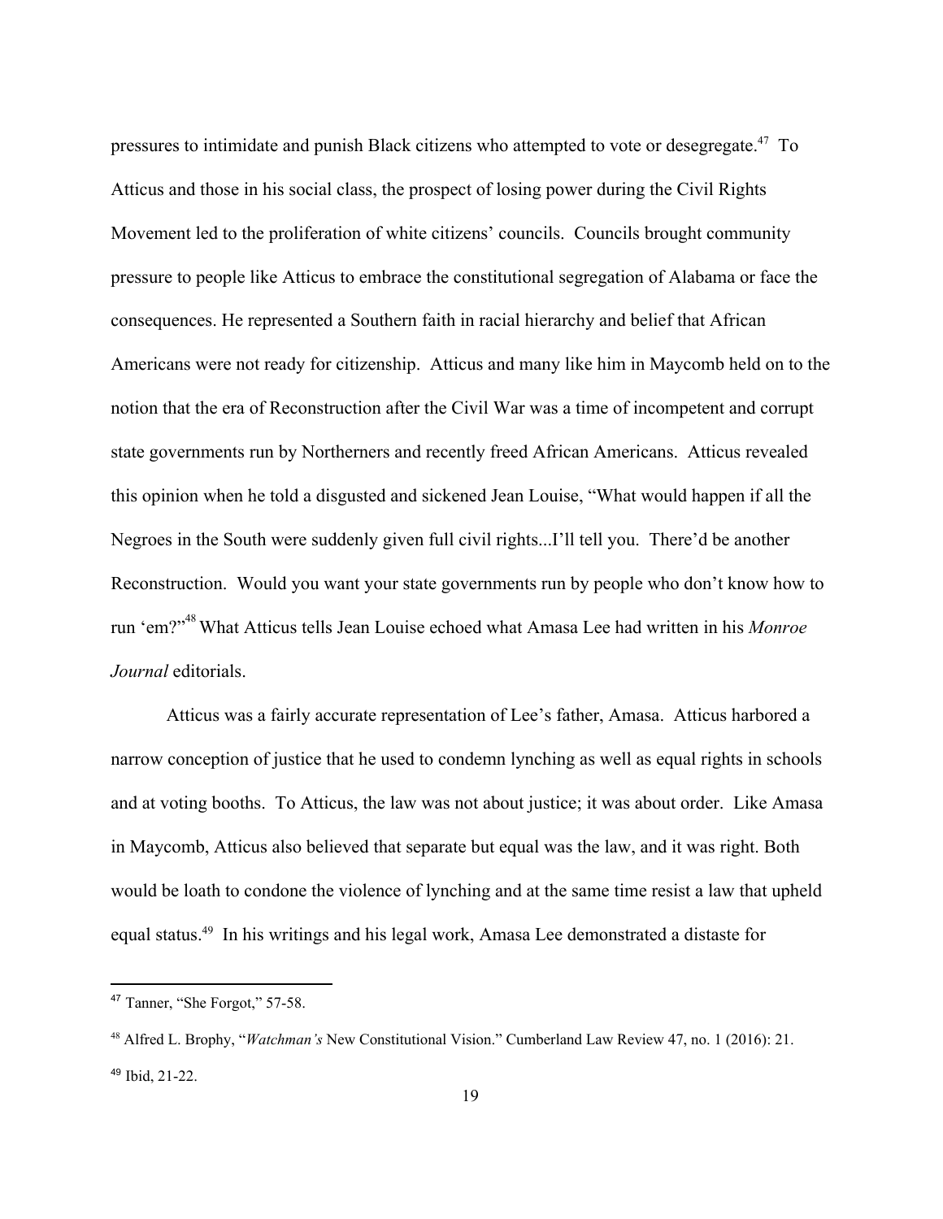pressures to intimidate and punish Black citizens who attempted to vote or desegregate.[47] To Atticus and those in his social class, the prospect of losing power during the Civil Rights Movement led to the proliferation of white citizens' councils. Councils brought community pressure to people like Atticus to embrace the constitutional segregation of Alabama or face the consequences. He represented a Southern faith in racial hierarchy and belief that African Americans were not ready for citizenship. Atticus and many like him in Maycomb held on to the notion that the era of Reconstruction after the Civil War was a time of incompetent and corrupt state governments run by Northerners and recently freed African Americans. Atticus revealed this opinion when he told a disgusted and sickened Jean Louise, "What would happen if all the Negroes in the South were suddenly given full civil rights...I'll tell you. There'd be another Reconstruction. Would you want your state governments run by people who don't know how to run 'em?"[48] What Atticus tells Jean Louise echoed what Amasa Lee had written in his *Monroe Journal* editorials.

Atticus was a fairly accurate representation of Lee's father, Amasa. Atticus harbored a narrow conception of justice that he used to condemn lynching as well as equal rights in schools and at voting booths. To Atticus, the law was not about justice; it was about order. Like Amasa in Maycomb, Atticus also believed that separate but equal was the law, and it was right. Both would be loath to condone the violence of lynching and at the same time resist a law that upheld equal status.[49] In his writings and his legal work, Amasa Lee demonstrated a distaste for

---

[47] Tanner, "She Forgot," 57-58.

[48] Alfred L. Brophy, "*Watchman's* New Constitutional Vision." Cumberland Law Review 47, no. 1 (2016): 21.

[49] Ibid, 21-22.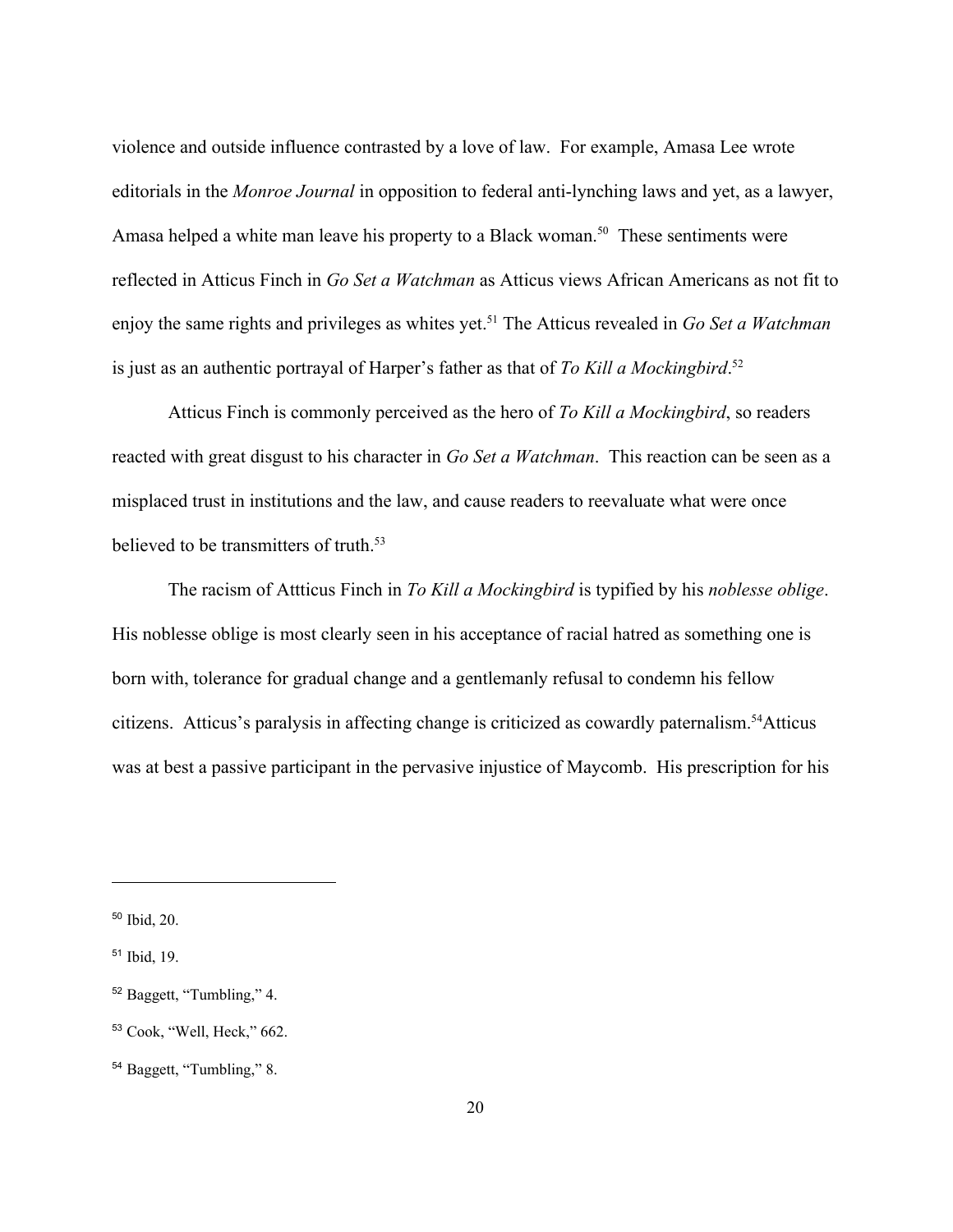violence and outside influence contrasted by a love of law. For example, Amasa Lee wrote editorials in the *Monroe Journal* in opposition to federal anti-lynching laws and yet, as a lawyer, Amasa helped a white man leave his property to a Black woman.[50] These sentiments were reflected in Atticus Finch in *Go Set a Watchman* as Atticus views African Americans as not fit to enjoy the same rights and privileges as whites yet.[51] The Atticus revealed in *Go Set a Watchman* is just as an authentic portrayal of Harper's father as that of *To Kill a Mockingbird*.[52]

Atticus Finch is commonly perceived as the hero of *To Kill a Mockingbird*, so readers reacted with great disgust to his character in *Go Set a Watchman*. This reaction can be seen as a misplaced trust in institutions and the law, and cause readers to reevaluate what were once believed to be transmitters of truth.[53]

The racism of Attticus Finch in *To Kill a Mockingbird* is typified by his *noblesse oblige*. His noblesse oblige is most clearly seen in his acceptance of racial hatred as something one is born with, tolerance for gradual change and a gentlemanly refusal to condemn his fellow citizens. Atticus's paralysis in affecting change is criticized as cowardly paternalism.[54]Atticus was at best a passive participant in the pervasive injustice of Maycomb. His prescription for his

---

[50] Ibid, 20.

[51] Ibid, 19.

[52] Baggett, "Tumbling," 4.

[53] Cook, "Well, Heck," 662.

[54] Baggett, "Tumbling," 8.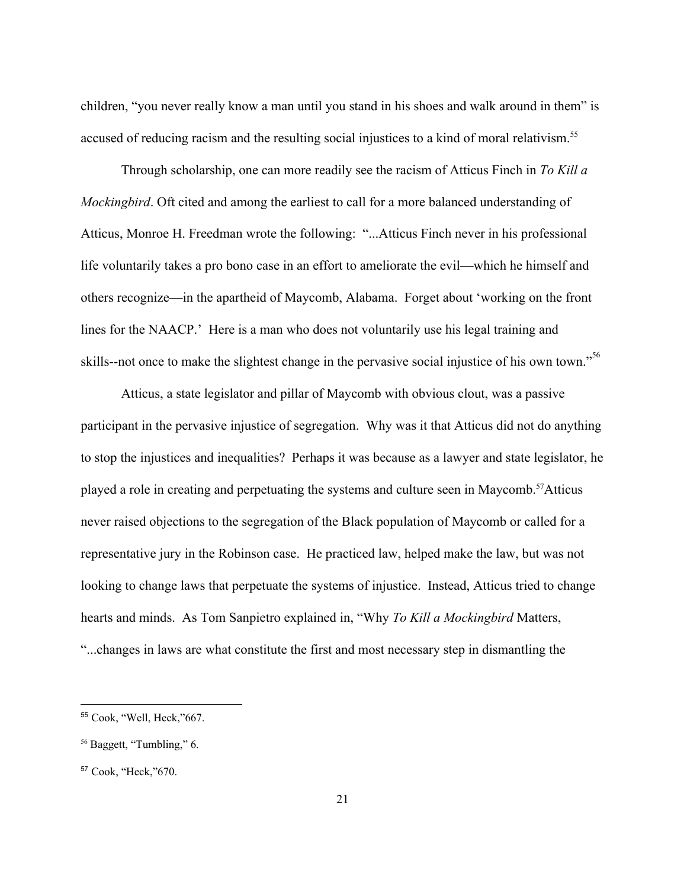children, "you never really know a man until you stand in his shoes and walk around in them" is accused of reducing racism and the resulting social injustices to a kind of moral relativism.[55]

Through scholarship, one can more readily see the racism of Atticus Finch in *To Kill a Mockingbird*. Oft cited and among the earliest to call for a more balanced understanding of Atticus, Monroe H. Freedman wrote the following: "...Atticus Finch never in his professional life voluntarily takes a pro bono case in an effort to ameliorate the evil—which he himself and others recognize—in the apartheid of Maycomb, Alabama. Forget about 'working on the front lines for the NAACP.' Here is a man who does not voluntarily use his legal training and skills--not once to make the slightest change in the pervasive social injustice of his own town."[56]

Atticus, a state legislator and pillar of Maycomb with obvious clout, was a passive participant in the pervasive injustice of segregation. Why was it that Atticus did not do anything to stop the injustices and inequalities? Perhaps it was because as a lawyer and state legislator, he played a role in creating and perpetuating the systems and culture seen in Maycomb.[57]Atticus never raised objections to the segregation of the Black population of Maycomb or called for a representative jury in the Robinson case. He practiced law, helped make the law, but was not looking to change laws that perpetuate the systems of injustice. Instead, Atticus tried to change hearts and minds. As Tom Sanpietro explained in, "Why *To Kill a Mockingbird* Matters, "...changes in laws are what constitute the first and most necessary step in dismantling the

---

[55] Cook, "Well, Heck,"667.

[56] Baggett, "Tumbling," 6.

[57] Cook, "Heck,"670.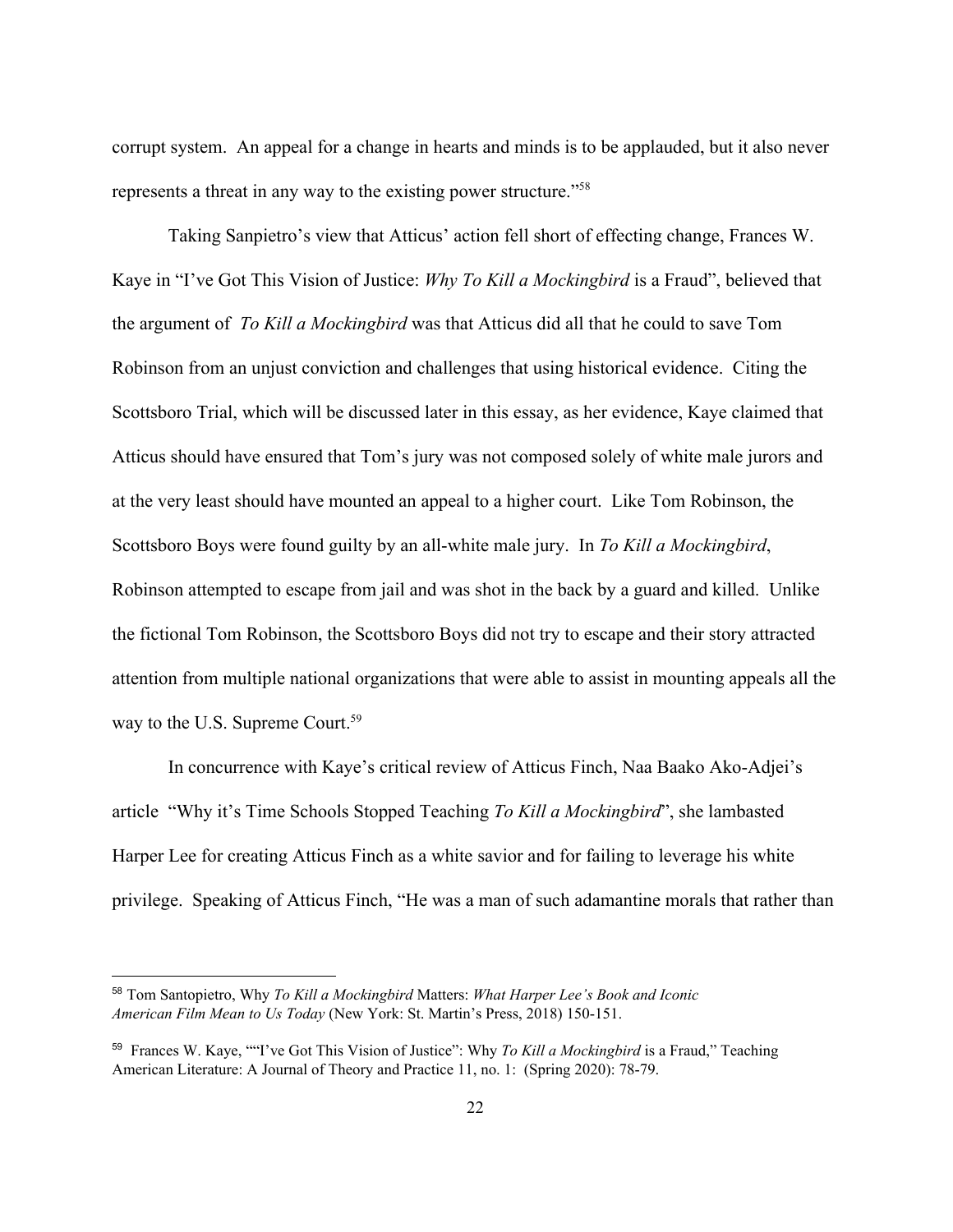corrupt system. An appeal for a change in hearts and minds is to be applauded, but it also never represents a threat in any way to the existing power structure."[58]

Taking Sanpietro's view that Atticus' action fell short of effecting change, Frances W. Kaye in "I've Got This Vision of Justice: *Why To Kill a Mockingbird* is a Fraud", believed that the argument of *To Kill a Mockingbird* was that Atticus did all that he could to save Tom Robinson from an unjust conviction and challenges that using historical evidence. Citing the Scottsboro Trial, which will be discussed later in this essay, as her evidence, Kaye claimed that Atticus should have ensured that Tom's jury was not composed solely of white male jurors and at the very least should have mounted an appeal to a higher court. Like Tom Robinson, the Scottsboro Boys were found guilty by an all-white male jury. In *To Kill a Mockingbird*, Robinson attempted to escape from jail and was shot in the back by a guard and killed. Unlike the fictional Tom Robinson, the Scottsboro Boys did not try to escape and their story attracted attention from multiple national organizations that were able to assist in mounting appeals all the way to the U.S. Supreme Court.[59]

In concurrence with Kaye's critical review of Atticus Finch, Naa Baako Ako-Adjei's article "Why it's Time Schools Stopped Teaching *To Kill a Mockingbird*", she lambasted Harper Lee for creating Atticus Finch as a white savior and for failing to leverage his white privilege. Speaking of Atticus Finch, "He was a man of such adamantine morals that rather than

---

[58] Tom Santopietro, Why *To Kill a Mockingbird* Matters: *What Harper Lee's Book and Iconic American Film Mean to Us Today* (New York: St. Martin's Press, 2018) 150-151.

[59] Frances W. Kaye, ""I've Got This Vision of Justice": Why *To Kill a Mockingbird* is a Fraud," Teaching American Literature: A Journal of Theory and Practice 11, no. 1: (Spring 2020): 78-79.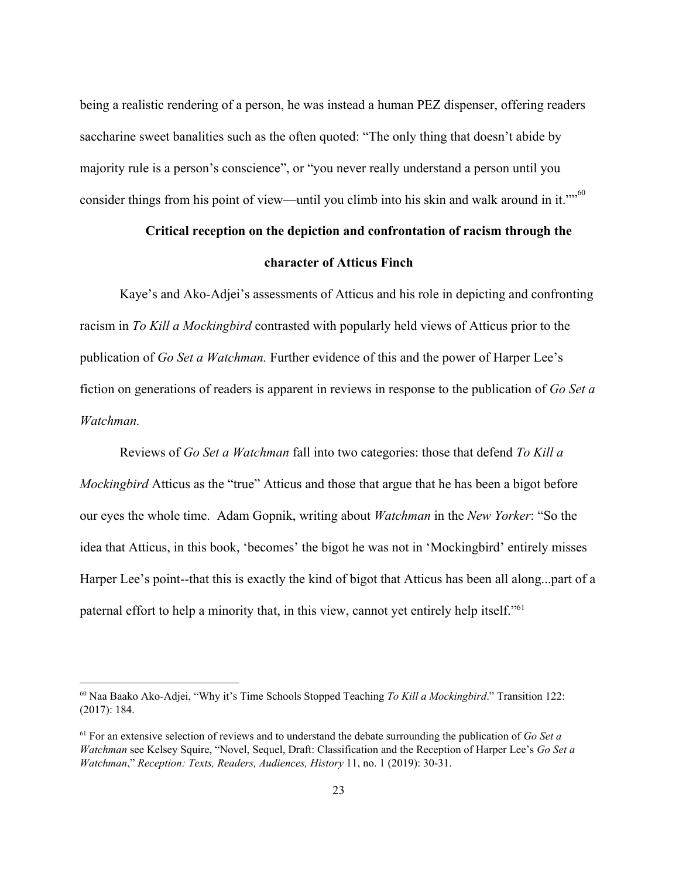being a realistic rendering of a person, he was instead a human PEZ dispenser, offering readers saccharine sweet banalities such as the often quoted: "The only thing that doesn't abide by majority rule is a person's conscience", or "you never really understand a person until you consider things from his point of view—until you climb into his skin and walk around in it.""[60]

## Critical reception on the depiction and confrontation of racism through the character of Atticus Finch

Kaye's and Ako-Adjei's assessments of Atticus and his role in depicting and confronting racism in *To Kill a Mockingbird* contrasted with popularly held views of Atticus prior to the publication of *Go Set a Watchman.* Further evidence of this and the power of Harper Lee's fiction on generations of readers is apparent in reviews in response to the publication of *Go Set a Watchman.*

Reviews of *Go Set a Watchman* fall into two categories: those that defend *To Kill a Mockingbird* Atticus as the "true" Atticus and those that argue that he has been a bigot before our eyes the whole time. Adam Gopnik, writing about *Watchman* in the *New Yorker*: "So the idea that Atticus, in this book, 'becomes' the bigot he was not in 'Mockingbird' entirely misses Harper Lee's point--that this is exactly the kind of bigot that Atticus has been all along...part of a paternal effort to help a minority that, in this view, cannot yet entirely help itself."[61]

---

[60] Naa Baako Ako-Adjei, "Why it's Time Schools Stopped Teaching *To Kill a Mockingbird*." Transition 122: (2017): 184.

[61] For an extensive selection of reviews and to understand the debate surrounding the publication of *Go Set a Watchman* see Kelsey Squire, "Novel, Sequel, Draft: Classification and the Reception of Harper Lee's *Go Set a Watchman*," *Reception: Texts, Readers, Audiences, History* 11, no. 1 (2019): 30-31.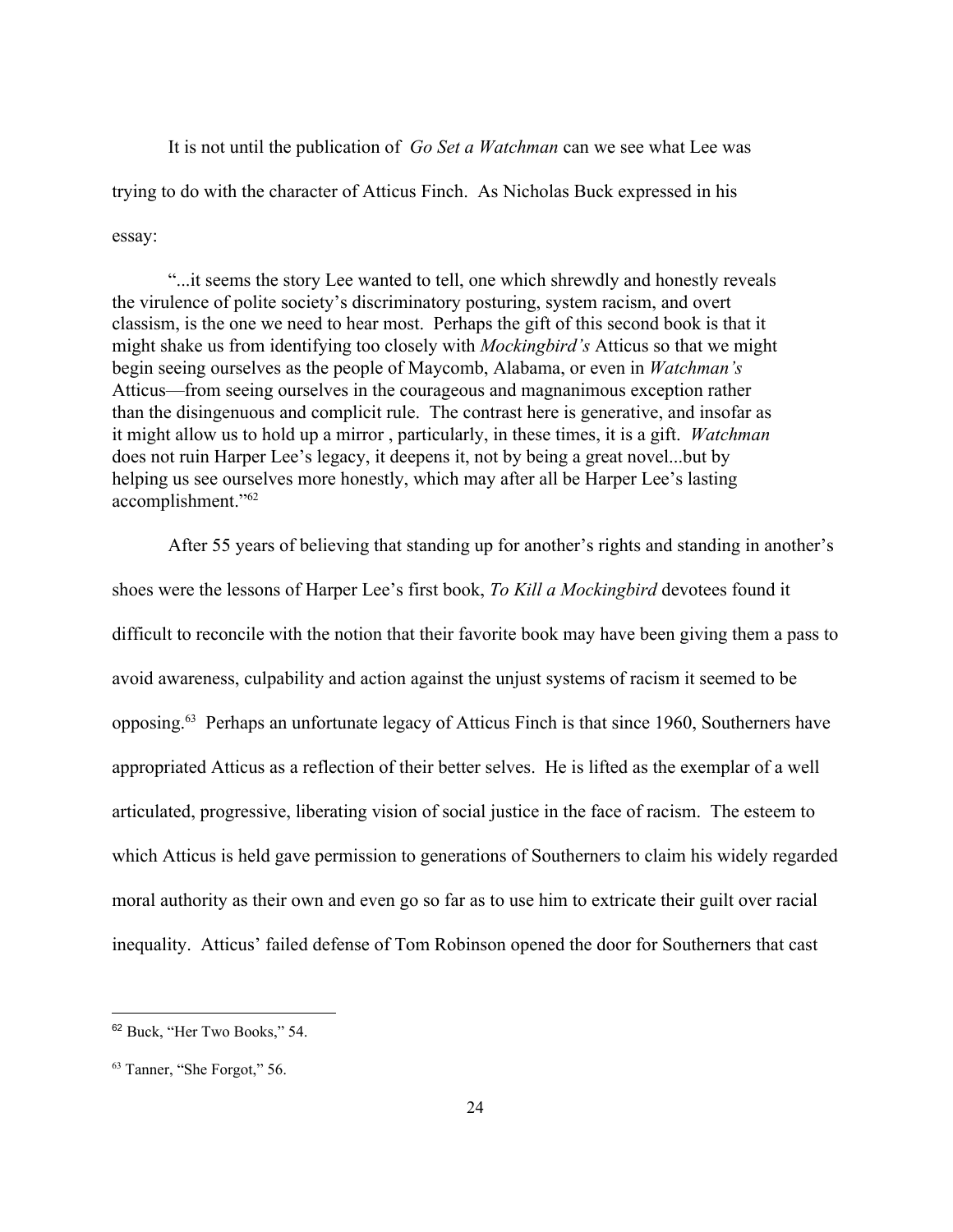It is not until the publication of *Go Set a Watchman* can we see what Lee was trying to do with the character of Atticus Finch. As Nicholas Buck expressed in his essay:

> "...it seems the story Lee wanted to tell, one which shrewdly and honestly reveals the virulence of polite society's discriminatory posturing, system racism, and overt classism, is the one we need to hear most. Perhaps the gift of this second book is that it might shake us from identifying too closely with *Mockingbird's* Atticus so that we might begin seeing ourselves as the people of Maycomb, Alabama, or even in *Watchman's* Atticus—from seeing ourselves in the courageous and magnanimous exception rather than the disingenuous and complicit rule. The contrast here is generative, and insofar as it might allow us to hold up a mirror , particularly, in these times, it is a gift. *Watchman* does not ruin Harper Lee's legacy, it deepens it, not by being a great novel...but by helping us see ourselves more honestly, which may after all be Harper Lee's lasting accomplishment."[62]

After 55 years of believing that standing up for another's rights and standing in another's shoes were the lessons of Harper Lee's first book, *To Kill a Mockingbird* devotees found it difficult to reconcile with the notion that their favorite book may have been giving them a pass to avoid awareness, culpability and action against the unjust systems of racism it seemed to be opposing.[63] Perhaps an unfortunate legacy of Atticus Finch is that since 1960, Southerners have appropriated Atticus as a reflection of their better selves. He is lifted as the exemplar of a well articulated, progressive, liberating vision of social justice in the face of racism. The esteem to which Atticus is held gave permission to generations of Southerners to claim his widely regarded moral authority as their own and even go so far as to use him to extricate their guilt over racial inequality. Atticus' failed defense of Tom Robinson opened the door for Southerners that cast

---

[62] Buck, "Her Two Books," 54.

[63] Tanner, "She Forgot," 56.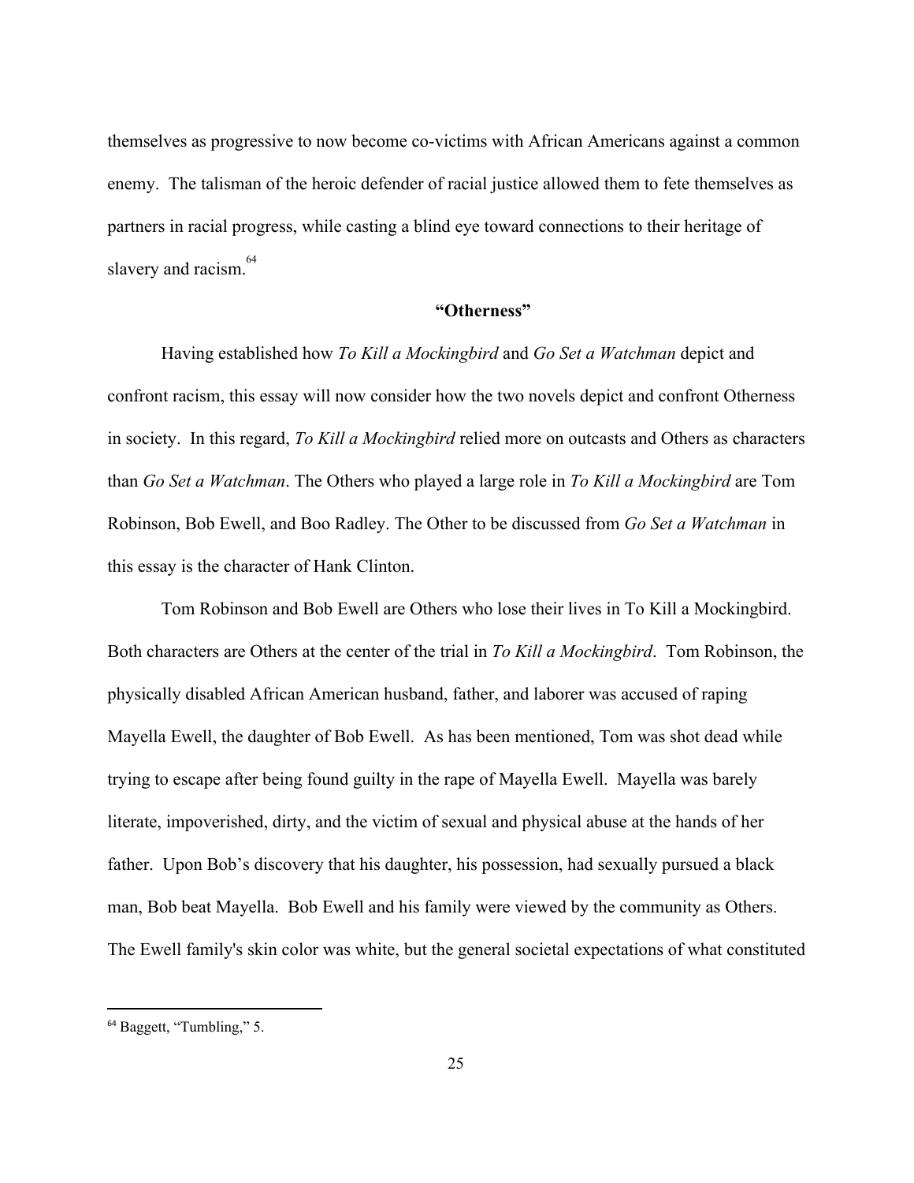themselves as progressive to now become co-victims with African Americans against a common enemy. The talisman of the heroic defender of racial justice allowed them to fete themselves as partners in racial progress, while casting a blind eye toward connections to their heritage of slavery and racism.[64]

## "Otherness"

Having established how *To Kill a Mockingbird* and *Go Set a Watchman* depict and confront racism, this essay will now consider how the two novels depict and confront Otherness in society. In this regard, *To Kill a Mockingbird* relied more on outcasts and Others as characters than *Go Set a Watchman*. The Others who played a large role in *To Kill a Mockingbird* are Tom Robinson, Bob Ewell, and Boo Radley. The Other to be discussed from *Go Set a Watchman* in this essay is the character of Hank Clinton.

Tom Robinson and Bob Ewell are Others who lose their lives in To Kill a Mockingbird. Both characters are Others at the center of the trial in *To Kill a Mockingbird*. Tom Robinson, the physically disabled African American husband, father, and laborer was accused of raping Mayella Ewell, the daughter of Bob Ewell. As has been mentioned, Tom was shot dead while trying to escape after being found guilty in the rape of Mayella Ewell. Mayella was barely literate, impoverished, dirty, and the victim of sexual and physical abuse at the hands of her father. Upon Bob's discovery that his daughter, his possession, had sexually pursued a black man, Bob beat Mayella. Bob Ewell and his family were viewed by the community as Others. The Ewell family's skin color was white, but the general societal expectations of what constituted

---

[64] Baggett, "Tumbling," 5.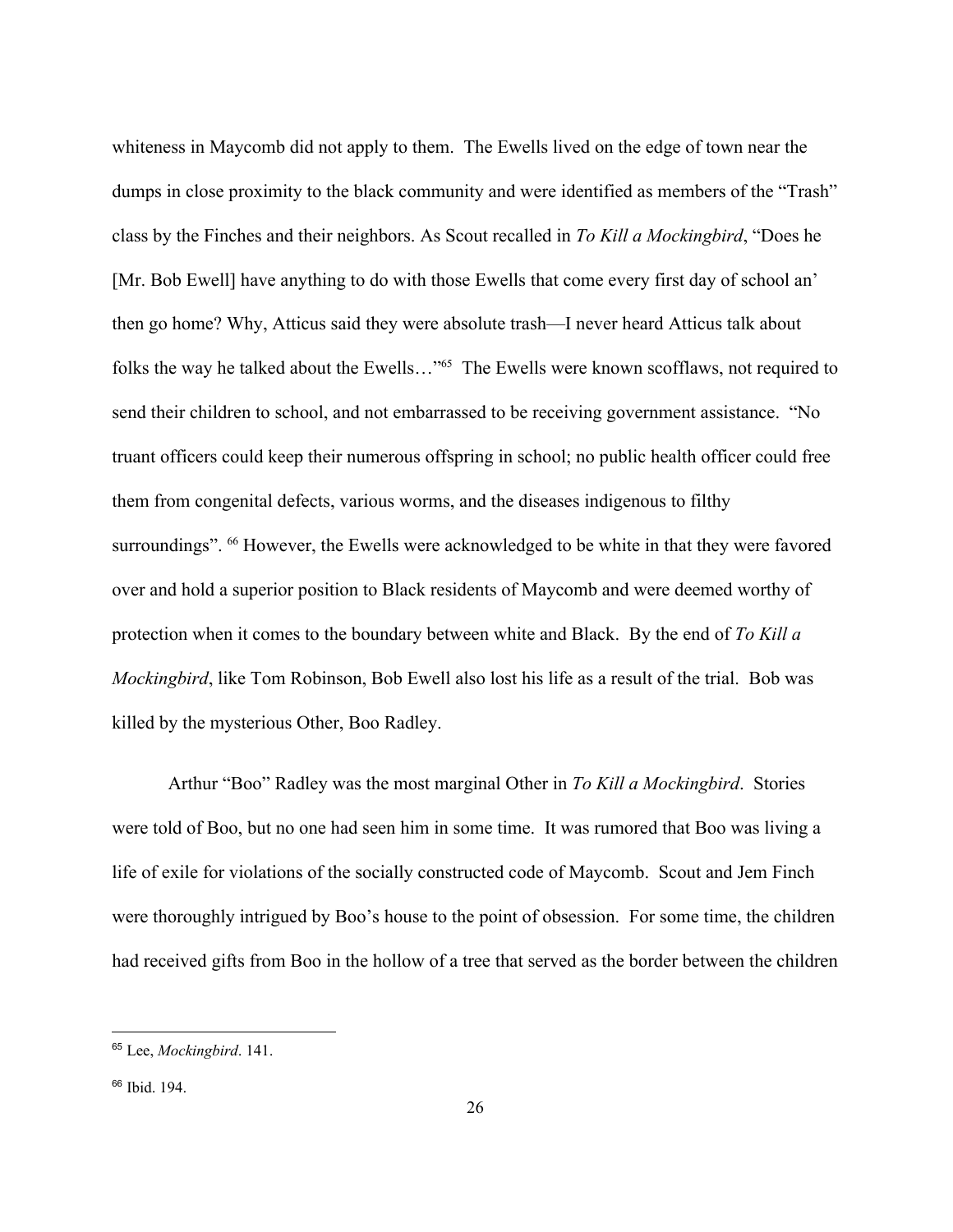whiteness in Maycomb did not apply to them. The Ewells lived on the edge of town near the dumps in close proximity to the black community and were identified as members of the "Trash" class by the Finches and their neighbors. As Scout recalled in *To Kill a Mockingbird*, "Does he [Mr. Bob Ewell] have anything to do with those Ewells that come every first day of school an' then go home? Why, Atticus said they were absolute trash—I never heard Atticus talk about folks the way he talked about the Ewells…"[65] The Ewells were known scofflaws, not required to send their children to school, and not embarrassed to be receiving government assistance. "No truant officers could keep their numerous offspring in school; no public health officer could free them from congenital defects, various worms, and the diseases indigenous to filthy surroundings". [66] However, the Ewells were acknowledged to be white in that they were favored over and hold a superior position to Black residents of Maycomb and were deemed worthy of protection when it comes to the boundary between white and Black. By the end of *To Kill a Mockingbird*, like Tom Robinson, Bob Ewell also lost his life as a result of the trial. Bob was killed by the mysterious Other, Boo Radley.

Arthur "Boo" Radley was the most marginal Other in *To Kill a Mockingbird*. Stories were told of Boo, but no one had seen him in some time. It was rumored that Boo was living a life of exile for violations of the socially constructed code of Maycomb. Scout and Jem Finch were thoroughly intrigued by Boo's house to the point of obsession. For some time, the children had received gifts from Boo in the hollow of a tree that served as the border between the children

---

[65] Lee, *Mockingbird*. 141.

[66] Ibid. 194.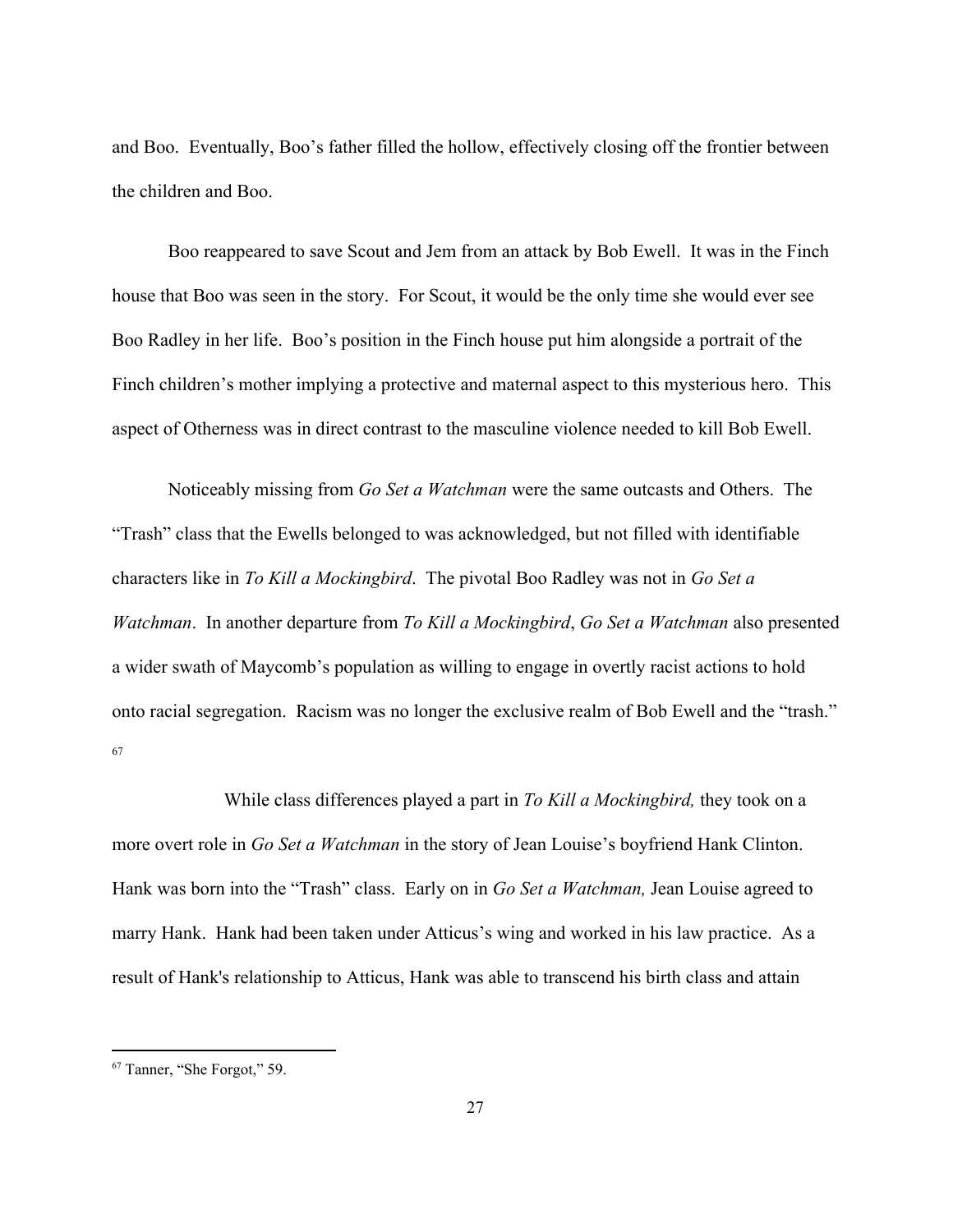and Boo. Eventually, Boo's father filled the hollow, effectively closing off the frontier between the children and Boo.

Boo reappeared to save Scout and Jem from an attack by Bob Ewell. It was in the Finch house that Boo was seen in the story. For Scout, it would be the only time she would ever see Boo Radley in her life. Boo's position in the Finch house put him alongside a portrait of the Finch children's mother implying a protective and maternal aspect to this mysterious hero. This aspect of Otherness was in direct contrast to the masculine violence needed to kill Bob Ewell.

Noticeably missing from *Go Set a Watchman* were the same outcasts and Others. The "Trash" class that the Ewells belonged to was acknowledged, but not filled with identifiable characters like in *To Kill a Mockingbird*. The pivotal Boo Radley was not in *Go Set a Watchman*. In another departure from *To Kill a Mockingbird*, *Go Set a Watchman* also presented a wider swath of Maycomb's population as willing to engage in overtly racist actions to hold onto racial segregation. Racism was no longer the exclusive realm of Bob Ewell and the "trash." [67]

While class differences played a part in *To Kill a Mockingbird,* they took on a more overt role in *Go Set a Watchman* in the story of Jean Louise's boyfriend Hank Clinton. Hank was born into the "Trash" class. Early on in *Go Set a Watchman,* Jean Louise agreed to marry Hank. Hank had been taken under Atticus's wing and worked in his law practice. As a result of Hank's relationship to Atticus, Hank was able to transcend his birth class and attain

[67] Tanner, "She Forgot," 59.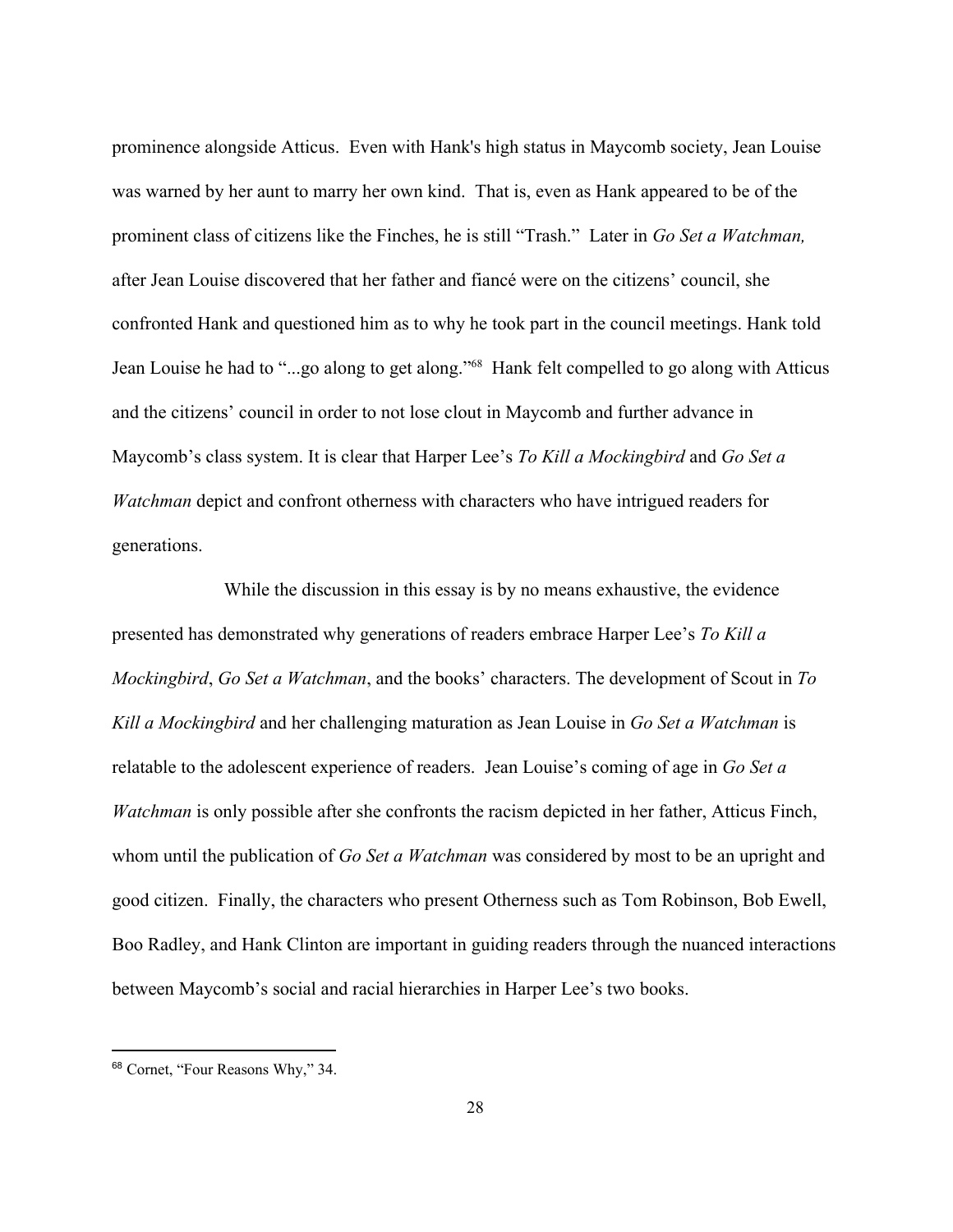prominence alongside Atticus. Even with Hank's high status in Maycomb society, Jean Louise was warned by her aunt to marry her own kind. That is, even as Hank appeared to be of the prominent class of citizens like the Finches, he is still "Trash." Later in *Go Set a Watchman,* after Jean Louise discovered that her father and fiancé were on the citizens' council, she confronted Hank and questioned him as to why he took part in the council meetings. Hank told Jean Louise he had to "...go along to get along."[68] Hank felt compelled to go along with Atticus and the citizens' council in order to not lose clout in Maycomb and further advance in Maycomb's class system. It is clear that Harper Lee's *To Kill a Mockingbird* and *Go Set a Watchman* depict and confront otherness with characters who have intrigued readers for generations.

While the discussion in this essay is by no means exhaustive, the evidence presented has demonstrated why generations of readers embrace Harper Lee's *To Kill a Mockingbird*, *Go Set a Watchman*, and the books' characters. The development of Scout in *To Kill a Mockingbird* and her challenging maturation as Jean Louise in *Go Set a Watchman* is relatable to the adolescent experience of readers. Jean Louise's coming of age in *Go Set a Watchman* is only possible after she confronts the racism depicted in her father, Atticus Finch, whom until the publication of *Go Set a Watchman* was considered by most to be an upright and good citizen. Finally, the characters who present Otherness such as Tom Robinson, Bob Ewell, Boo Radley, and Hank Clinton are important in guiding readers through the nuanced interactions between Maycomb's social and racial hierarchies in Harper Lee's two books.

---

[68] Cornet, "Four Reasons Why," 34.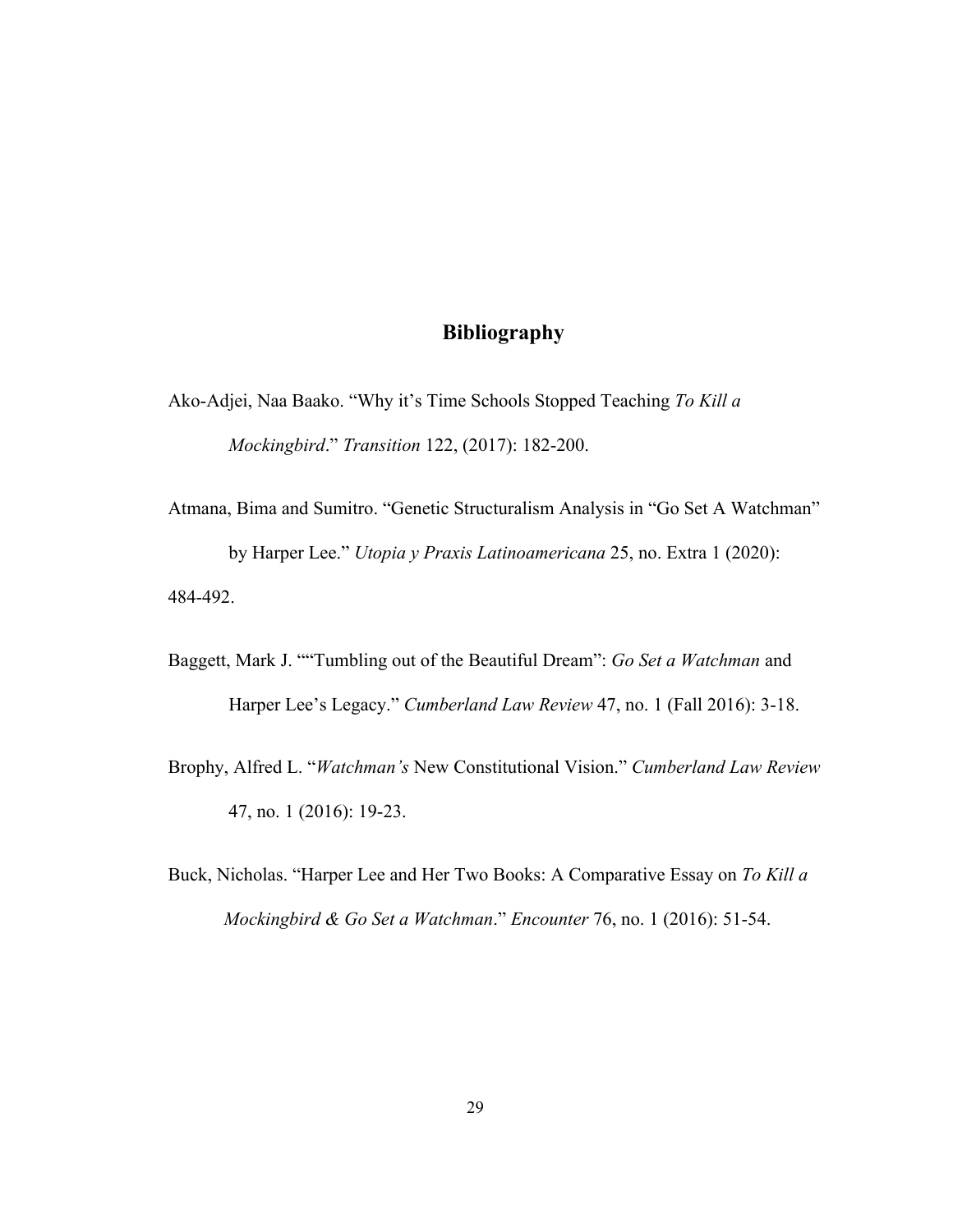## Bibliography

Ako-Adjei, Naa Baako. "Why it's Time Schools Stopped Teaching *To Kill a Mockingbird*." *Transition* 122, (2017): 182-200.

Atmana, Bima and Sumitro. "Genetic Structuralism Analysis in "Go Set A Watchman" by Harper Lee." *Utopia y Praxis Latinoamericana* 25, no. Extra 1 (2020): 484-492.

Baggett, Mark J. ""Tumbling out of the Beautiful Dream": *Go Set a Watchman* and Harper Lee's Legacy." *Cumberland Law Review* 47, no. 1 (Fall 2016): 3-18.

Brophy, Alfred L. "*Watchman's* New Constitutional Vision." *Cumberland Law Review* 47, no. 1 (2016): 19-23.

Buck, Nicholas. "Harper Lee and Her Two Books: A Comparative Essay on *To Kill a Mockingbird & Go Set a Watchman*." *Encounter* 76, no. 1 (2016): 51-54.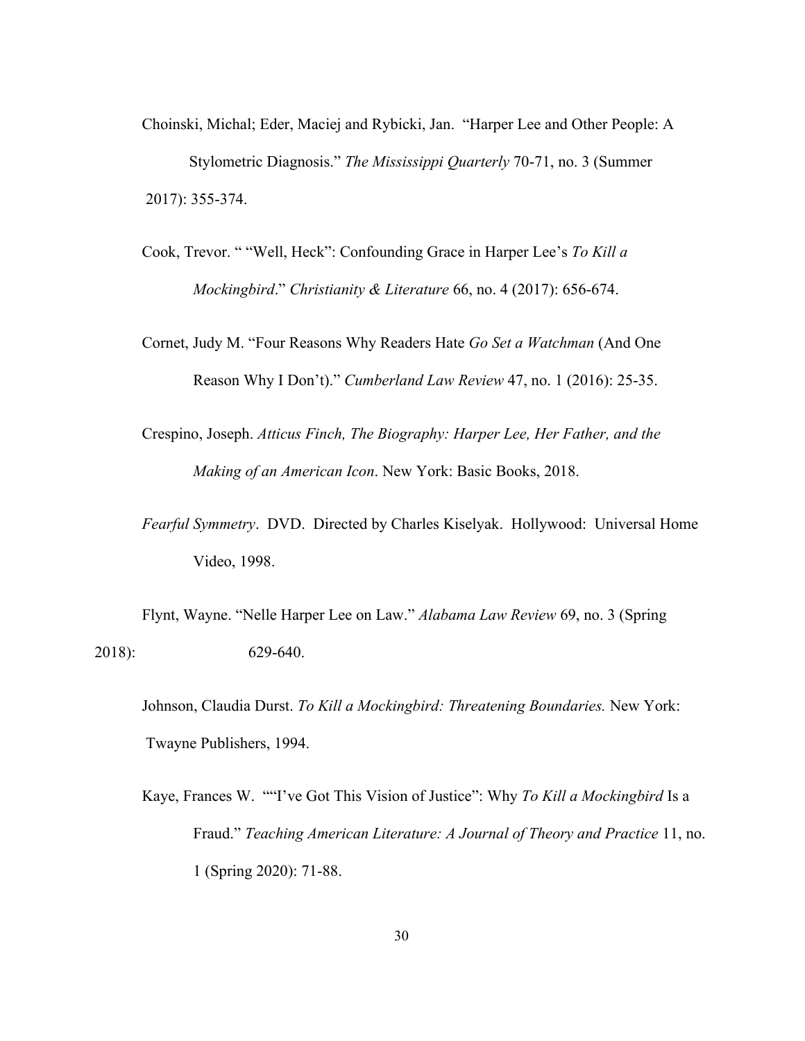Choinski, Michal; Eder, Maciej and Rybicki, Jan. "Harper Lee and Other People: A Stylometric Diagnosis." *The Mississippi Quarterly* 70-71, no. 3 (Summer 2017): 355-374.

Cook, Trevor. " "Well, Heck": Confounding Grace in Harper Lee's *To Kill a Mockingbird*." *Christianity & Literature* 66, no. 4 (2017): 656-674.

Cornet, Judy M. "Four Reasons Why Readers Hate *Go Set a Watchman* (And One Reason Why I Don't)." *Cumberland Law Review* 47, no. 1 (2016): 25-35.

Crespino, Joseph. *Atticus Finch, The Biography: Harper Lee, Her Father, and the Making of an American Icon*. New York: Basic Books, 2018.

*Fearful Symmetry*. DVD. Directed by Charles Kiselyak. Hollywood: Universal Home Video, 1998.

Flynt, Wayne. "Nelle Harper Lee on Law." *Alabama Law Review* 69, no. 3 (Spring 2018): 629-640.

Johnson, Claudia Durst. *To Kill a Mockingbird: Threatening Boundaries.* New York: Twayne Publishers, 1994.

Kaye, Frances W. ""I've Got This Vision of Justice": Why *To Kill a Mockingbird* Is a Fraud." *Teaching American Literature: A Journal of Theory and Practice* 11, no. 1 (Spring 2020): 71-88.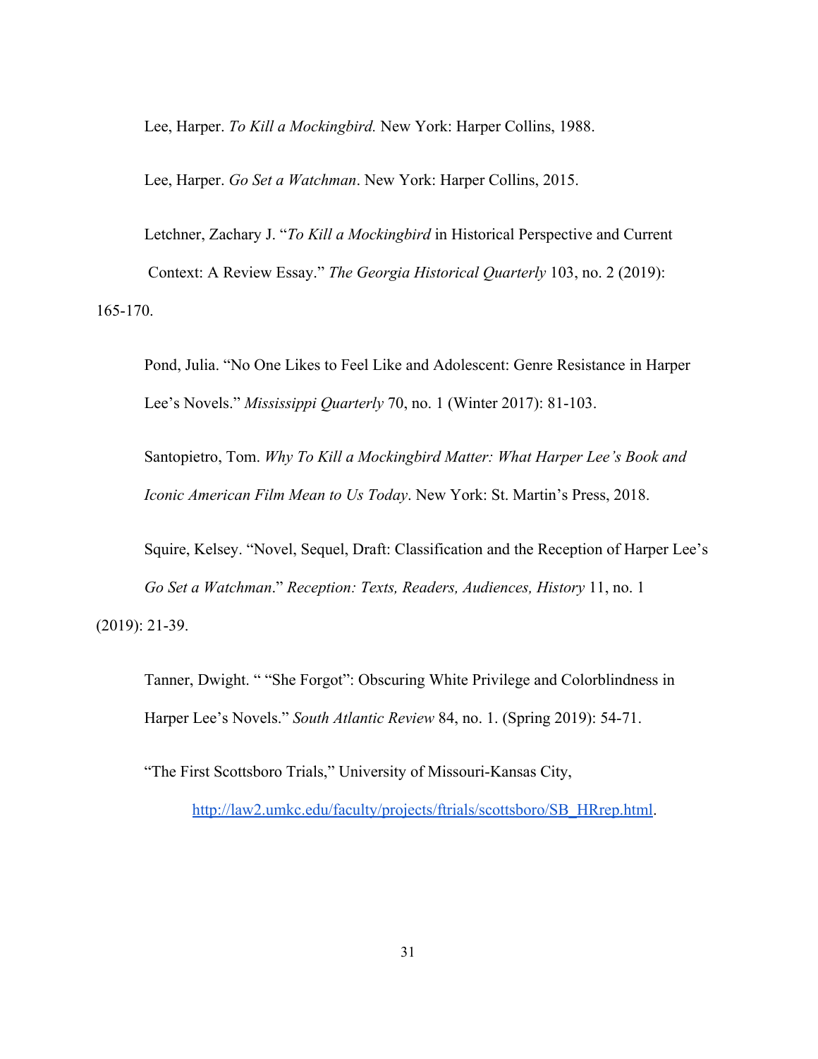Lee, Harper. *To Kill a Mockingbird.* New York: Harper Collins, 1988.

Lee, Harper. *Go Set a Watchman*. New York: Harper Collins, 2015.

Letchner, Zachary J. "*To Kill a Mockingbird* in Historical Perspective and Current Context: A Review Essay." *The Georgia Historical Quarterly* 103, no. 2 (2019): 165-170.

Pond, Julia. "No One Likes to Feel Like and Adolescent: Genre Resistance in Harper Lee's Novels." *Mississippi Quarterly* 70, no. 1 (Winter 2017): 81-103.

Santopietro, Tom. *Why To Kill a Mockingbird Matter: What Harper Lee's Book and Iconic American Film Mean to Us Today*. New York: St. Martin's Press, 2018.

Squire, Kelsey. "Novel, Sequel, Draft: Classification and the Reception of Harper Lee's *Go Set a Watchman*." *Reception: Texts, Readers, Audiences, History* 11, no. 1 (2019): 21-39.

Tanner, Dwight. " "She Forgot": Obscuring White Privilege and Colorblindness in Harper Lee's Novels." *South Atlantic Review* 84, no. 1. (Spring 2019): 54-71.

"The First Scottsboro Trials," University of Missouri-Kansas City, http://law2.umkc.edu/faculty/projects/ftrials/scottsboro/SB_HRrep.html.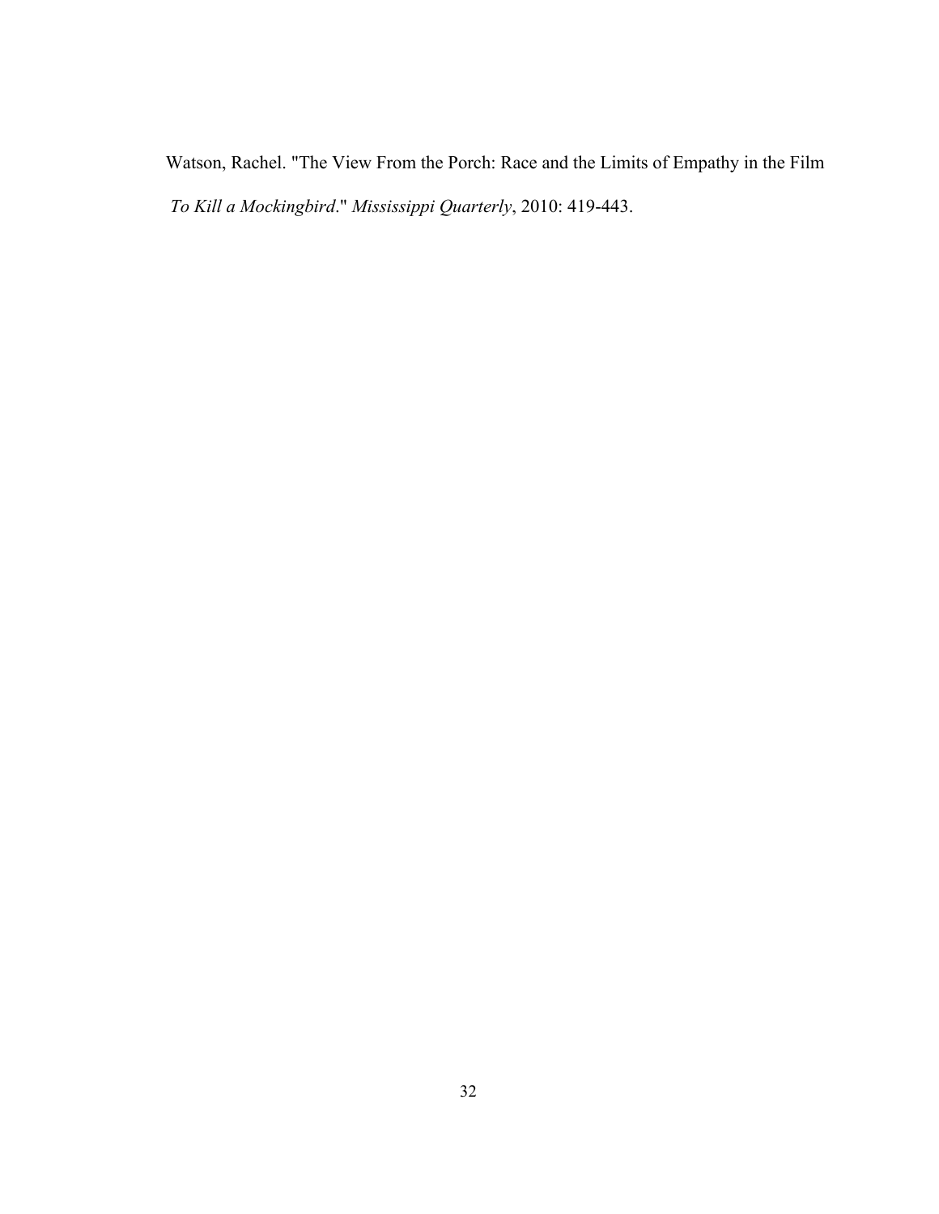Watson, Rachel. "The View From the Porch: Race and the Limits of Empathy in the Film *To Kill a Mockingbird*." *Mississippi Quarterly*, 2010: 419-443.